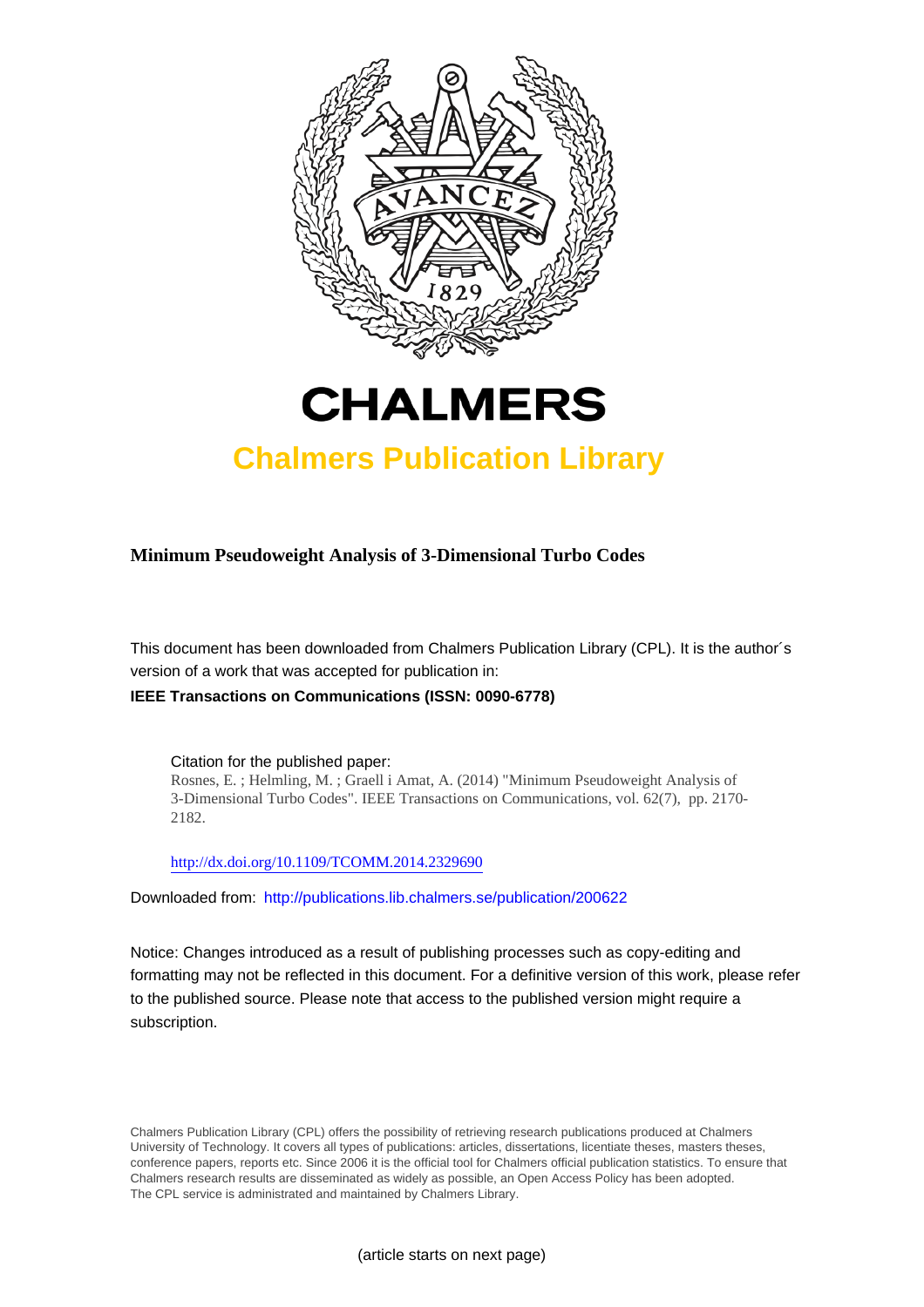# CHALMERS

## Chalmers Publication Library

**Minimum Pseudoweight Analysis of 3-Dimensional Turbo Codes**

This document has been downloaded from Chalmers Publication Library (CPL). It is the author´s version of a work that was accepted for publication in:

**IEEE Transactions on Communications (ISSN: 0090-6778)**

Citation for the published paper:
Rosnes, E. ; Helmling, M. ; Graell i Amat, A. (2014) "Minimum Pseudoweight Analysis of 3-Dimensional Turbo Codes". IEEE Transactions on Communications, vol. 62(7), pp. 2170-2182.

http://dx.doi.org/10.1109/TCOMM.2014.2329690

Downloaded from: http://publications.lib.chalmers.se/publication/200622

Notice: Changes introduced as a result of publishing processes such as copy-editing and formatting may not be reflected in this document. For a definitive version of this work, please refer to the published source. Please note that access to the published version might require a subscription.

Chalmers Publication Library (CPL) offers the possibility of retrieving research publications produced at Chalmers University of Technology. It covers all types of publications: articles, dissertations, licentiate theses, masters theses, conference papers, reports etc. Since 2006 it is the official tool for Chalmers official publication statistics. To ensure that Chalmers research results are disseminated as widely as possible, an Open Access Policy has been adopted. The CPL service is administrated and maintained by Chalmers Library.

(article starts on next page)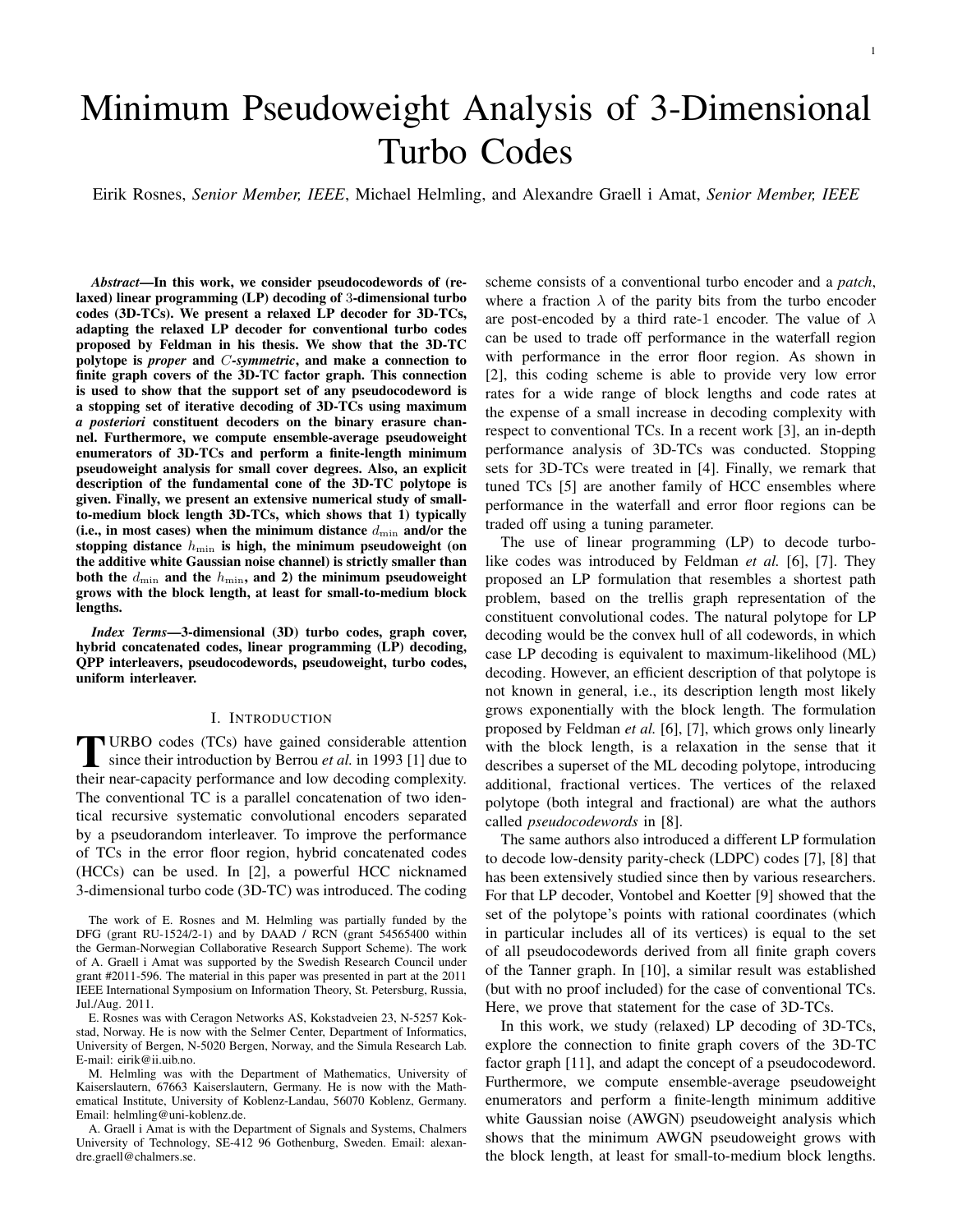# Minimum Pseudoweight Analysis of 3-Dimensional Turbo Codes

Eirik Rosnes, *Senior Member, IEEE*, Michael Helmling, and Alexandre Graell i Amat, *Senior Member, IEEE*

***Abstract*—In this work, we consider pseudocodewords of (relaxed) linear programming (LP) decoding of 3-dimensional turbo codes (3D-TCs). We present a relaxed LP decoder for 3D-TCs, adapting the relaxed LP decoder for conventional turbo codes proposed by Feldman in his thesis. We show that the 3D-TC polytope is *proper* and $C$-*symmetric*, and make a connection to finite graph covers of the 3D-TC factor graph. This connection is used to show that the support set of any pseudocodeword is a stopping set of iterative decoding of 3D-TCs using maximum *a posteriori* constituent decoders on the binary erasure channel. Furthermore, we compute ensemble-average pseudoweight enumerators of 3D-TCs and perform a finite-length minimum pseudoweight analysis for small cover degrees. Also, an explicit description of the fundamental cone of the 3D-TC polytope is given. Finally, we present an extensive numerical study of small-to-medium block length 3D-TCs, which shows that 1) typically (i.e., in most cases) when the minimum distance $d_{\min}$ and/or the stopping distance $h_{\min}$ is high, the minimum pseudoweight (on the additive white Gaussian noise) is strictly smaller than both the $d_{\min}$ and the $h_{\min}$, and 2) the minimum pseudoweight grows with the block length, at least for small-to-medium block lengths.**

***Index Terms*—3-dimensional (3D) turbo codes, graph cover, hybrid concatenated codes, linear programming (LP) decoding, QPP interleavers, pseudocodewords, pseudoweight, turbo codes, uniform interleaver.**

## I. Introduction

TURBO codes (TCs) have gained considerable attention since their introduction by Berrou *et al.* in 1993 [1] due to their near-capacity performance and low decoding complexity. The conventional TC is a parallel concatenation of two identical recursive systematic convolutional encoders separated by a pseudorandom interleaver. To improve the performance of TCs in the error floor region, hybrid concatenated codes (HCCs) can be used. In [2], a powerful HCC nicknamed 3-dimensional turbo code (3D-TC) was introduced. The coding scheme consists of a conventional turbo encoder and a *patch*, where a fraction $\lambda$ of the parity bits from the turbo encoder are post-encoded by a third rate-1 encoder. The value of $\lambda$ can be used to trade off performance in the waterfall region with performance in the error floor region. As shown in [2], this coding scheme is able to provide very low error rates for a wide range of block lengths and code rates at the expense of a small increase in decoding complexity with respect to conventional TCs. In a recent work [3], an in-depth performance analysis of 3D-TCs was conducted. Stopping sets for 3D-TCs were treated in [4]. Finally, we remark that tuned TCs [5] are another family of HCC ensembles where performance in the waterfall and error floor regions can be traded off using a tuning parameter.

The use of linear programming (LP) to decode turbo-like codes was introduced by Feldman *et al.* [6], [7]. They proposed an LP formulation that resembles a shortest path problem, based on the trellis graph representation of the constituent convolutional codes. The natural polytope for LP decoding would be the convex hull of all codewords, in which case LP decoding is equivalent to maximum-likelihood (ML) decoding. However, an efficient description of that polytope is not known in general, i.e., its description length most likely grows exponentially with the block length. The formulation proposed by Feldman *et al.* [6], [7], which grows only linearly with the block length, is a relaxation in the sense that it describes a superset of the ML decoding polytope, introducing additional, fractional vertices. The vertices of the relaxed polytope (both integral and fractional) are what the authors called *pseudocodewords* in [8].

The same authors also introduced a different LP formulation to decode low-density parity-check (LDPC) codes [7], [8] that has been extensively studied since then by various researchers. For that LP decoder, Vontobel and Koetter [9] showed that the set of the polytope's points with rational coordinates (which in particular includes all of its vertices) is equal to the set of all pseudocodewords derived from all finite graph covers of the Tanner graph. In [10], a similar result was established (but with no proof included) for the case of conventional TCs. Here, we prove that statement for the case of 3D-TCs.

In this work, we study (relaxed) LP decoding of 3D-TCs, explore the connection to finite graph covers of the 3D-TC factor graph [11], and adapt the concept of a pseudocodeword. Furthermore, we compute ensemble-average pseudoweight enumerators and perform a finite-length minimum additive white Gaussian noise (AWGN) pseudoweight analysis which shows that the minimum AWGN pseudoweight grows with the block length, at least for small-to-medium block lengths.

The work of E. Rosnes and M. Helmling was partially funded by the DFG (grant RU-1524/2-1) and by DAAD / RCN (grant 54565400 within the German-Norwegian Collaborative Research Support Scheme). The work of A. Graell i Amat was supported by the Swedish Research Council under grant #2011-596. The material in this paper was presented in part at the 2011 IEEE International Symposium on Information Theory, St. Petersburg, Russia, Jul./Aug. 2011.

E. Rosnes was with Ceragon Networks AS, Kokstadveien 23, N-5257 Kokstad, Norway. He is now with the Selmer Center, Department of Informatics, University of Bergen, N-5020 Bergen, Norway, and the Simula Research Lab. E-mail: eirik@ii.uib.no.

M. Helmling was with the Department of Mathematics, University of Kaiserslautern, 67663 Kaiserslautern, Germany. He is now with the Mathematical Institute, University of Koblenz-Landau, 56070 Koblenz, Germany. Email: helmling@uni-koblenz.de.

A. Graell i Amat is with the Department of Signals and Systems, Chalmers University of Technology, SE-412 96 Gothenburg, Sweden. Email: alexandre.graell@chalmers.se.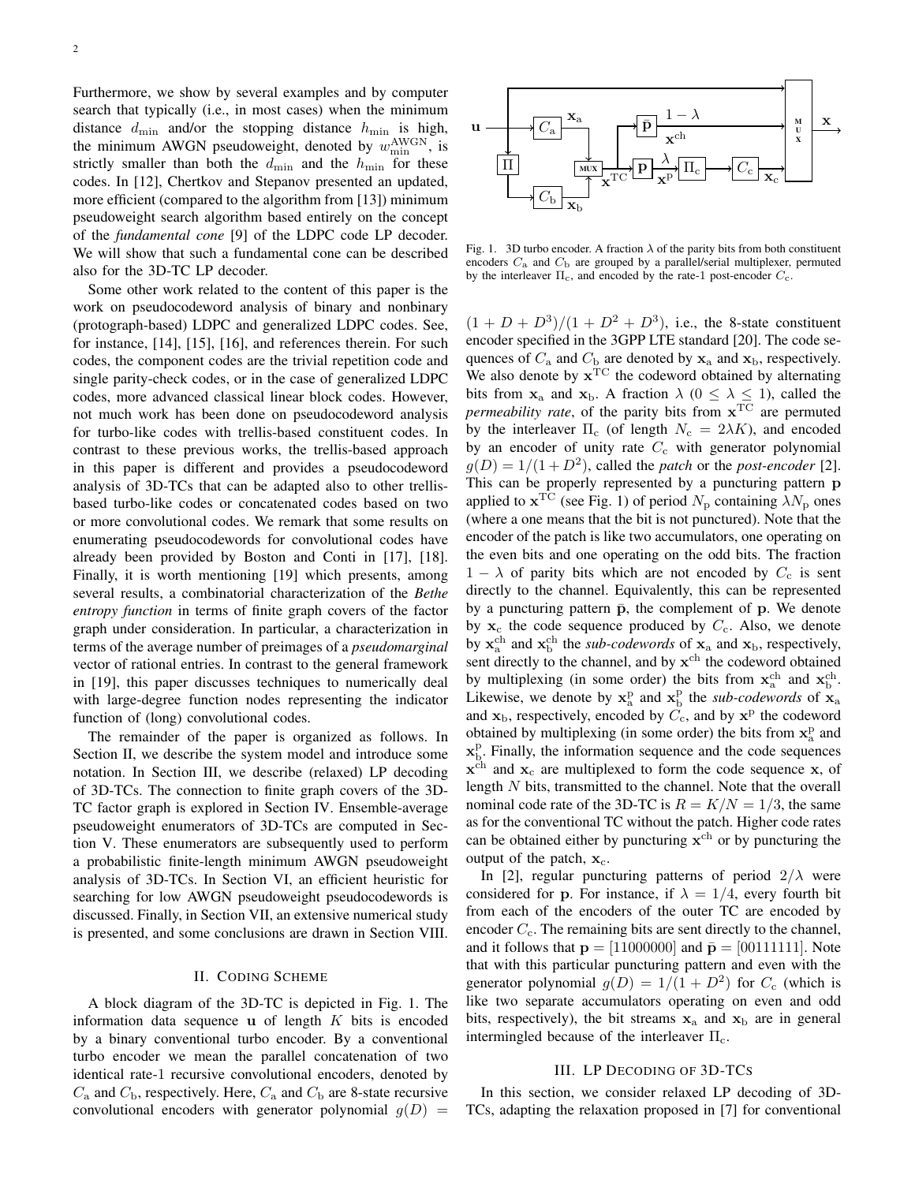Furthermore, we show by several examples and by computer search that typically (i.e., in most cases) when the minimum distance $d_{\min}$ and/or the stopping distance $h_{\min}$ is high, the minimum AWGN pseudoweight, denoted by $w_{\min}^{\rm AWGN}$, is strictly smaller than both the $d_{\min}$ and the $h_{\min}$ for these codes. In [12], Chertkov and Stepanov presented an updated, more efficient (compared to the algorithm from [13]) minimum pseudoweight search algorithm based entirely on the concept of the *fundamental cone* [9] of the LDPC code LP decoder. We will show that such a fundamental cone can be described also for the 3D-TC LP decoder.

Some other work related to the content of this paper is the work on pseudocodeword analysis of binary and nonbinary (protograph-based) LDPC and generalized LDPC codes. See, for instance, [14], [15], [16], and references therein. For such codes, the component codes are the trivial repetition code and single parity-check codes, or in the case of generalized LDPC codes, more advanced classical linear block codes. However, not much work has been done on pseudocodeword analysis for turbo-like codes with trellis-based constituent codes. In contrast to these previous works, the trellis-based approach in this paper is different and provides a pseudocodeword analysis of 3D-TCs that can be adapted also to other trellis-based turbo-like codes or concatenated codes based on two or more convolutional codes. We remark that some results on enumerating pseudocodewords for convolutional codes have already been provided by Boston and Conti in [17], [18]. Finally, it is worth mentioning [19] which presents, among several results, a combinatorial characterization of the *Bethe entropy function* in terms of finite graph covers of the factor graph under consideration. In particular, a characterization in terms of the average number of preimages of a *pseudomarginal* vector of rational entries. In contrast to the general framework in [19], this paper discusses techniques to numerically deal with large-degree function nodes representing the indicator function of (long) convolutional codes.

The remainder of the paper is organized as follows. In Section II, we describe the system model and introduce some notation. In Section III, we describe (relaxed) LP decoding of 3D-TCs. The connection to finite graph covers of the 3D-TC factor graph is explored in Section IV. Ensemble-average pseudoweight enumerators of 3D-TCs are computed in Section V. These enumerators are subsequently used to perform a probabilistic finite-length minimum AWGN pseudoweight analysis of 3D-TCs. In Section VI, an efficient heuristic for searching for low AWGN pseudoweight pseudocodewords is discussed. Finally, in Section VII, an extensive numerical study is presented, and some conclusions are drawn in Section VIII.

## II. Coding Scheme

A block diagram of the 3D-TC is depicted in Fig. 1. The information data sequence $\mathbf{u}$ of length $K$ bits is encoded by a binary conventional turbo encoder. By a conventional turbo encoder we mean the parallel concatenation of two identical rate-1 recursive convolutional encoders, denoted by $C_{\rm a}$ and $C_{\rm b}$, respectively. Here, $C_{\rm a}$ and $C_{\rm b}$ are 8-state recursive convolutional encoders with generator polynomial $g(D) = (1+D+D^3)/(1+D^2+D^3)$, i.e., the 8-state constituent encoder specified in the 3GPP LTE standard [20]. The code sequences of $C_{\rm a}$ and $C_{\rm b}$ are denoted by $\mathbf{x}_{\rm a}$ and $\mathbf{x}_{\rm b}$, respectively. We also denote by $\mathbf{x}^{\rm TC}$ the codeword obtained by alternating bits from $\mathbf{x}_{\rm a}$ and $\mathbf{x}_{\rm b}$. A fraction $\lambda$ ($0 \leq \lambda \leq 1$), called the *permeability rate*, of the parity bits from $\mathbf{x}^{\rm TC}$ are permuted by the interleaver $\Pi_{\rm c}$ (of length $N_{\rm c} = 2\lambda K$), and encoded by an encoder of unity rate $C_{\rm c}$ with generator polynomial $g(D) = 1/(1+D^2)$, called the *patch* or the *post-encoder* [2]. This can be properly represented by a puncturing pattern $\mathbf{p}$ applied to $\mathbf{x}^{\rm TC}$ (see Fig. 1) of period $N_{\rm p}$ containing $\lambda N_{\rm p}$ ones (where a one means that the bit is not punctured). Note that the encoder of the patch is like two accumulators, one operating on the even bits and one operating on the odd bits. The fraction $1-\lambda$ of parity bits which are not encoded by $C_{\rm c}$ is sent directly to the channel. Equivalently, this can be represented by a puncturing pattern $\bar{\mathbf{p}}$, the complement of $\mathbf{p}$. We denote by $\mathbf{x}_{\rm c}$ the code sequence produced by $C_{\rm c}$. Also, we denote by $\mathbf{x}_{\rm a}^{\rm ch}$ and $\mathbf{x}_{\rm b}^{\rm ch}$ the *sub-codewords* of $\mathbf{x}_{\rm a}$ and $\mathbf{x}_{\rm b}$, respectively, sent directly to the channel, and by $\mathbf{x}^{\rm ch}$ the codeword obtained by multiplexing (in some order) the bits from $\mathbf{x}_{\rm a}^{\rm ch}$ and $\mathbf{x}_{\rm b}^{\rm ch}$. Likewise, we denote by $\mathbf{x}_{\rm a}^{\rm p}$ and $\mathbf{x}_{\rm b}^{\rm p}$ the *sub-codewords* of $\mathbf{x}_{\rm a}$ and $\mathbf{x}_{\rm b}$, respectively, encoded by $C_{\rm c}$, and by $\mathbf{x}^{\rm p}$ the codeword obtained by multiplexing (in some order) the bits from $\mathbf{x}_{\rm a}^{\rm p}$ and $\mathbf{x}_{\rm b}^{\rm p}$. Finally, the information sequence and the code sequences $\mathbf{x}^{\rm ch}$ and $\mathbf{x}_{\rm c}$ are multiplexed to form the code sequence $\mathbf{x}$, of length $N$ bits, transmitted to the channel. Note that the overall nominal code rate of the 3D-TC is $R = K/N = 1/3$, the same as for the conventional TC without the patch. Higher code rates can be obtained either by puncturing $\mathbf{x}^{\rm ch}$ or by puncturing the output of the patch, $\mathbf{x}_{\rm c}$.

In [2], regular puncturing patterns of period $2/\lambda$ were considered for $\mathbf{p}$. For instance, if $\lambda = 1/4$, every fourth bit from each of the encoders of the outer TC are encoded by encoder $C_{\rm c}$. The remaining bits are sent directly to the channel, and it follows that $\mathbf{p} = [11000000]$ and $\bar{\mathbf{p}} = [00111111]$. Note that with this particular puncturing pattern and even with the generator polynomial $g(D) = 1/(1+D^2)$ for $C_{\rm c}$ (which is like two separate accumulators operating on even and odd bits, respectively), the bit streams $\mathbf{x}_{\rm a}$ and $\mathbf{x}_{\rm b}$ are in general intermingled because of the interleaver $\Pi_{\rm c}$.

Fig. 1. 3D turbo encoder. A fraction $\lambda$ of the parity bits from both constituent encoders $C_{\rm a}$ and $C_{\rm b}$ are grouped by a parallel/serial multiplexer, permuted by the interleaver $\Pi_{\rm c}$, and encoded by the rate-1 post-encoder $C_{\rm c}$.

## III. LP Decoding of 3D-TCs

In this section, we consider relaxed LP decoding of 3D-TCs, adapting the relaxation proposed in [7] for conventional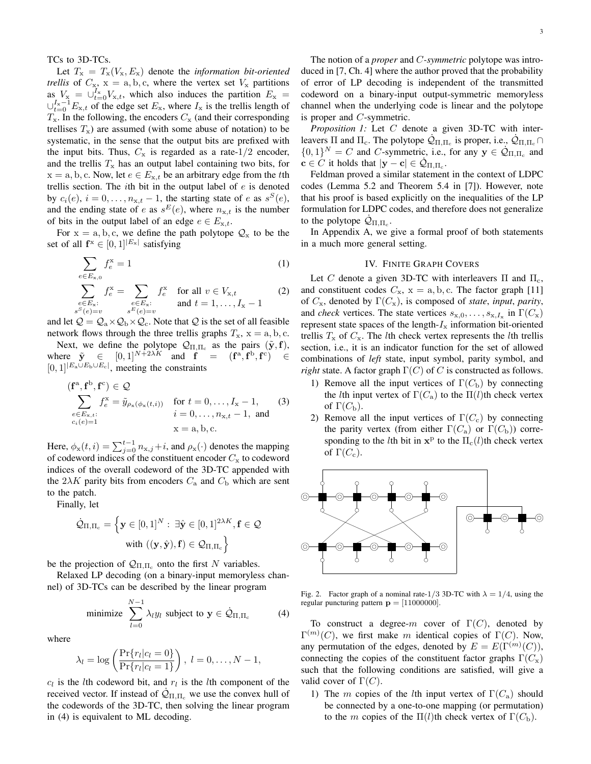TCs to 3D-TCs.

Let $T_{\mathrm{x}} = T_{\mathrm{x}}(V_{\mathrm{x}}, E_{\mathrm{x}})$ denote the *information bit-oriented trellis* of $C_{\mathrm{x}}$, $\mathrm{x} = \mathrm{a}, \mathrm{b}, \mathrm{c}$, where the vertex set $V_{\mathrm{x}}$ partitions as $V_{\mathrm{x}} = \cup_{t=0}^{I_{\mathrm{x}}} V_{\mathrm{x},t}$, which also induces the partition $E_{\mathrm{x}} = \cup_{t=0}^{I_{\mathrm{x}}-1} E_{\mathrm{x},t}$ of the edge set $E_{\mathrm{x}}$, where $I_{\mathrm{x}}$ is the trellis length of $T_{\mathrm{x}}$. In the following, the encoders $C_{\mathrm{x}}$ (and their corresponding trellises $T_{\mathrm{x}}$) are assumed (with some abuse of notation) to be systematic, in the sense that the output bits are prefixed with the input bits. Thus, $C_{\mathrm{x}}$ is regarded as a rate-$1/2$ encoder, and the trellis $T_{\mathrm{x}}$ has an output label containing two bits, for $\mathrm{x} = \mathrm{a}, \mathrm{b}, \mathrm{c}$. Now, let $e \in E_{\mathrm{x},t}$ be an arbitrary edge from the $t$th trellis section. The $i$th bit in the output label of $e$ is denoted by $c_i(e)$, $i = 0, \ldots, n_{\mathrm{x},t} - 1$, the starting state of $e$ as $s^S(e)$, and the ending state of $e$ as $s^E(e)$, where $n_{\mathrm{x},t}$ is the number of bits in the output label of an edge $e \in E_{\mathrm{x},t}$.

For $\mathrm{x} = \mathrm{a}, \mathrm{b}, \mathrm{c}$, we define the path polytope $\mathcal{Q}_{\mathrm{x}}$ to be the set of all $\mathbf{f}^{\mathrm{x}} \in [0,1]^{|E_{\mathrm{x}}|}$ satisfying

$$\sum_{e \in E_{\mathrm{x},0}} f_e^{\mathrm{x}} = 1 \tag{1}$$

$$\sum_{\substack{e \in E_{\mathrm{x}}: \\ s^S(e) = v}} f_e^{\mathrm{x}} = \sum_{\substack{e \in E_{\mathrm{x}}: \\ s^E(e) = v}} f_e^{\mathrm{x}} \quad \text{for all } v \in V_{\mathrm{x},t} \text{ and } t = 1, \ldots, I_{\mathrm{x}} - 1 \tag{2}$$

and let $\mathcal{Q} = \mathcal{Q}_{\mathrm{a}} \times \mathcal{Q}_{\mathrm{b}} \times \mathcal{Q}_{\mathrm{c}}$. Note that $\mathcal{Q}$ is the set of all feasible network flows through the three trellis graphs $T_{\mathrm{x}}$, $\mathrm{x} = \mathrm{a}, \mathrm{b}, \mathrm{c}$.

Next, we define the polytope $\mathcal{Q}_{\Pi,\Pi_{\mathrm{c}}}$ as the pairs $(\tilde{\mathbf{y}}, \mathbf{f})$, where $\tilde{\mathbf{y}} \in [0,1]^{N+2\lambda K}$ and $\mathbf{f} = (\mathbf{f}^{\mathrm{a}}, \mathbf{f}^{\mathrm{b}}, \mathbf{f}^{\mathrm{c}}) \in [0,1]^{|E_{\mathrm{a}} \cup E_{\mathrm{b}} \cup E_{\mathrm{c}}|}$, meeting the constraints

$$(\mathbf{f}^{\mathrm{a}}, \mathbf{f}^{\mathrm{b}}, \mathbf{f}^{\mathrm{c}}) \in \mathcal{Q}$$
$$\sum_{\substack{e \in E_{\mathrm{x},t}: \\ c_i(e) = 1}} f_e^{\mathrm{x}} = \tilde{y}_{\rho_{\mathrm{x}}(\phi_{\mathrm{x}}(t,i))} \quad \text{for } t = 0, \ldots, I_{\mathrm{x}} - 1, \; i = 0, \ldots, n_{\mathrm{x},t} - 1, \text{ and } \mathrm{x} = \mathrm{a}, \mathrm{b}, \mathrm{c}. \tag{3}$$

Here, $\phi_{\mathrm{x}}(t,i) = \sum_{j=0}^{t-1} n_{\mathrm{x},j} + i$, and $\rho_{\mathrm{x}}(\cdot)$ denotes the mapping of codeword indices of the constituent encoder $C_{\mathrm{x}}$ to codeword indices of the overall codeword of the 3D-TC appended with the $2\lambda K$ parity bits from encoders $C_{\mathrm{a}}$ and $C_{\mathrm{b}}$ which are sent to the patch.

Finally, let

$$\dot{\mathcal{Q}}_{\Pi,\Pi_{\mathrm{c}}} = \left\{ \mathbf{y} \in [0,1]^N : \exists \hat{\mathbf{y}} \in [0,1]^{2\lambda K}, \mathbf{f} \in \mathcal{Q} \text{ with } ((\mathbf{y}, \hat{\mathbf{y}}), \mathbf{f}) \in \mathcal{Q}_{\Pi,\Pi_{\mathrm{c}}} \right\}$$

be the projection of $\mathcal{Q}_{\Pi,\Pi_{\mathrm{c}}}$ onto the first $N$ variables.

Relaxed LP decoding (on a binary-input memoryless channel) of 3D-TCs can be described by the linear program

$$\text{minimize } \sum_{l=0}^{N-1} \lambda_l y_l \text{ subject to } \mathbf{y} \in \dot{\mathcal{Q}}_{\Pi,\Pi_{\mathrm{c}}} \tag{4}$$

where

$$\lambda_l = \log \left( \frac{\Pr\{r_l | c_l = 0\}}{\Pr\{r_l | c_l = 1\}} \right), \; l = 0, \ldots, N-1,$$

$c_l$ is the $l$th codeword bit, and $r_l$ is the $l$th component of the received vector. If instead of $\dot{\mathcal{Q}}_{\Pi,\Pi_{\mathrm{c}}}$ we use the convex hull of the codewords of the 3D-TC, then solving the linear program in (4) is equivalent to ML decoding.

The notion of a *proper* and *C-symmetric* polytope was introduced in [7, Ch. 4] where the author proved that the probability of error of LP decoding is independent of the transmitted codeword on a binary-input output-symmetric memoryless channel when the underlying code is linear and the polytope is proper and $C$-symmetric.

*Proposition 1:* Let $C$ denote a given 3D-TC with interleavers $\Pi$ and $\Pi_{\mathrm{c}}$. The polytope $\dot{\mathcal{Q}}_{\Pi,\Pi_{\mathrm{c}}}$ is proper, i.e., $\dot{\mathcal{Q}}_{\Pi,\Pi_{\mathrm{c}}} \cap \{0,1\}^N = C$ and $C$-symmetric, i.e., for any $\mathbf{y} \in \dot{\mathcal{Q}}_{\Pi,\Pi_{\mathrm{c}}}$ and $\mathbf{c} \in C$ it holds that $|\mathbf{y} - \mathbf{c}| \in \dot{\mathcal{Q}}_{\Pi,\Pi_{\mathrm{c}}}$.

Feldman proved a similar statement in the context of LDPC codes (Lemma 5.2 and Theorem 5.4 in [7]). However, note that his proof is based explicitly on the inequalities of the LP formulation for LDPC codes, and therefore does not generalize to the polytope $\dot{\mathcal{Q}}_{\Pi,\Pi_{\mathrm{c}}}$.

In Appendix A, we give a formal proof of both statements in a much more general setting.

## IV. Finite Graph Covers

Let $C$ denote a given 3D-TC with interleavers $\Pi$ and $\Pi_{\mathrm{c}}$, and constituent codes $C_{\mathrm{x}}$, $\mathrm{x} = \mathrm{a}, \mathrm{b}, \mathrm{c}$. The factor graph [11] of $C_{\mathrm{x}}$, denoted by $\Gamma(C_{\mathrm{x}})$, is composed of *state*, *input*, *parity*, and *check* vertices. The state vertices $s_{\mathrm{x},0}, \ldots, s_{\mathrm{x},I_{\mathrm{x}}}$ in $\Gamma(C_{\mathrm{x}})$ represent state spaces of the length-$I_{\mathrm{x}}$ information bit-oriented trellis $T_{\mathrm{x}}$ of $C_{\mathrm{x}}$. The $l$th check vertex represents the $l$th trellis section, i.e., it is an indicator function for the set of allowed combinations of *left* state, input symbol, parity symbol, and *right* state. A factor graph $\Gamma(C)$ of $C$ is constructed as follows.

1) Remove all the input vertices of $\Gamma(C_{\mathrm{b}})$ by connecting the $l$th input vertex of $\Gamma(C_{\mathrm{a}})$ to the $\Pi(l)$th check vertex of $\Gamma(C_{\mathrm{b}})$.
2) Remove all the input vertices of $\Gamma(C_{\mathrm{c}})$ by connecting the parity vertex (from either $\Gamma(C_{\mathrm{a}})$ or $\Gamma(C_{\mathrm{b}})$) corresponding to the $l$th bit in $\mathbf{x}^{\mathrm{p}}$ to the $\Pi_{\mathrm{c}}(l)$th check vertex of $\Gamma(C_{\mathrm{c}})$.

Fig. 2. Factor graph of a nominal rate-$1/3$ 3D-TC with $\lambda = 1/4$, using the regular puncturing pattern $\mathbf{p} = [11000000]$.

To construct a degree-$m$ cover of $\Gamma(C)$, denoted by $\Gamma^{(m)}(C)$, we first make $m$ identical copies of $\Gamma(C)$. Now, any permutation of the edges, denoted by $E = E(\Gamma^{(m)}(C))$, connecting the copies of the constituent factor graphs $\Gamma(C_{\mathrm{x}})$ such that the following conditions are satisfied, will give a valid cover of $\Gamma(C)$.

1) The $m$ copies of the $l$th input vertex of $\Gamma(C_{\mathrm{a}})$ should be connected by a one-to-one mapping (or permutation) to the $m$ copies of the $\Pi(l)$th check vertex of $\Gamma(C_{\mathrm{b}})$.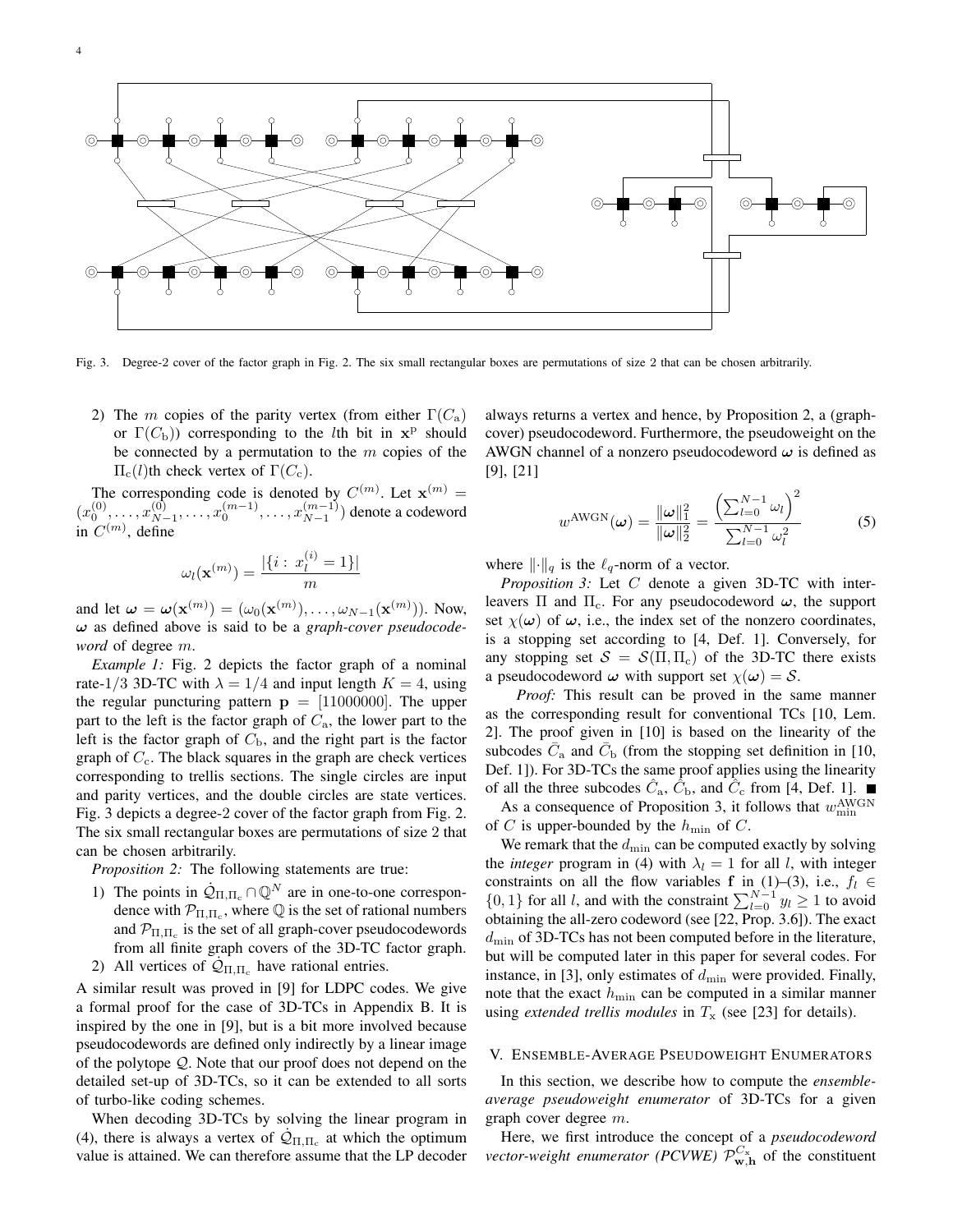Fig. 3. Degree-2 cover of the factor graph in Fig. 2. The six small rectangular boxes are permutations of size 2 that can be chosen arbitrarily.

2) The $m$ copies of the parity vertex (from either $\Gamma(C_\mathrm{a})$ or $\Gamma(C_\mathrm{b})$) corresponding to the $l$th bit in $\mathbf{x}^\mathrm{p}$ should be connected by a permutation to the $m$ copies of the $\Pi_\mathrm{c}(l)$th check vertex of $\Gamma(C_\mathrm{c})$.

The corresponding code is denoted by $C^{(m)}$. Let $\mathbf{x}^{(m)} = (x_0^{(0)}, \ldots, x_{N-1}^{(0)}, \ldots, x_0^{(m-1)}, \ldots, x_{N-1}^{(m-1)})$ denote a codeword in $C^{(m)}$, define

$$\omega_l(\mathbf{x}^{(m)}) = \frac{|\{i: \, x_l^{(i)} = 1\}|}{m}$$

and let $\boldsymbol{\omega} = \boldsymbol{\omega}(\mathbf{x}^{(m)}) = (\omega_0(\mathbf{x}^{(m)}), \ldots, \omega_{N-1}(\mathbf{x}^{(m)}))$. Now, $\boldsymbol{\omega}$ as defined above is said to be a *graph-cover pseudocodeword* of degree $m$.

*Example 1:* Fig. 2 depicts the factor graph of a nominal rate-1/3 3D-TC with $\lambda = 1/4$ and input length $K = 4$, using the regular puncturing pattern $\mathbf{p} = [11000000]$. The upper part to the left is the factor graph of $C_\mathrm{a}$, the lower part to the left is the factor graph of $C_\mathrm{b}$, and the right part is the factor graph of $C_\mathrm{c}$. The black squares in the graph are check vertices corresponding to trellis sections. The single circles are input and parity vertices, and the double circles are state vertices. Fig. 3 depicts a degree-2 cover of the factor graph from Fig. 2. The six small rectangular boxes are permutations of size 2 that can be chosen arbitrarily.

*Proposition 2:* The following statements are true:

1) The points in $\dot{\mathcal{Q}}_{\Pi,\Pi_\mathrm{c}} \cap \mathbb{Q}^N$ are in one-to-one correspondence with $\mathcal{P}_{\Pi,\Pi_\mathrm{c}}$, where $\mathbb{Q}$ is the set of rational numbers and $\mathcal{P}_{\Pi,\Pi_\mathrm{c}}$ is the set of all graph-cover pseudocodewords from all finite graph covers of the 3D-TC factor graph.
2) All vertices of $\dot{\mathcal{Q}}_{\Pi,\Pi_\mathrm{c}}$ have rational entries.

A similar result was proved in [9] for LDPC codes. We give a formal proof for the case of 3D-TCs in Appendix B. It is inspired by the one in [9], but is a bit more involved because pseudocodewords are defined only indirectly by a linear image of the polytope $\mathcal{Q}$. Note that our proof does not depend on the detailed set-up of 3D-TCs, so it can be extended to all sorts of turbo-like coding schemes.

When decoding 3D-TCs by solving the linear program in (4), there is always a vertex of $\dot{\mathcal{Q}}_{\Pi,\Pi_\mathrm{c}}$ at which the optimum value is attained. We can therefore assume that the LP decoder always returns a vertex and hence, by Proposition 2, a (graph-cover) pseudocodeword. Furthermore, the pseudoweight on the AWGN channel of a nonzero pseudocodeword $\boldsymbol{\omega}$ is defined as [9], [21]

$$w^{\mathrm{AWGN}}(\boldsymbol{\omega}) = \frac{\|\boldsymbol{\omega}\|_1^2}{\|\boldsymbol{\omega}\|_2^2} = \frac{\left(\sum_{l=0}^{N-1} \omega_l\right)^2}{\sum_{l=0}^{N-1} \omega_l^2} \tag{5}$$

where $\|\cdot\|_q$ is the $\ell_q$-norm of a vector.

*Proposition 3:* Let $C$ denote a given 3D-TC with interleavers $\Pi$ and $\Pi_\mathrm{c}$. For any pseudocodeword $\boldsymbol{\omega}$, the support set $\chi(\boldsymbol{\omega})$ of $\boldsymbol{\omega}$, i.e., the index set of the nonzero coordinates, is a stopping set according to [4, Def. 1]. Conversely, for any stopping set $\mathcal{S} = \mathcal{S}(\Pi, \Pi_\mathrm{c})$ of the 3D-TC there exists a pseudocodeword $\boldsymbol{\omega}$ with support set $\chi(\boldsymbol{\omega}) = \mathcal{S}$.

*Proof:* This result can be proved in the same manner as the corresponding result for conventional TCs [10, Lem. 2]. The proof given in [10] is based on the linearity of the subcodes $\bar{C}_\mathrm{a}$ and $\bar{C}_\mathrm{b}$ (from the stopping set definition in [10, Def. 1]). For 3D-TCs the same proof applies using the linearity of all the three subcodes $\hat{C}_\mathrm{a}$, $\hat{C}_\mathrm{b}$, and $\hat{C}_\mathrm{c}$ from [4, Def. 1]. ■

As a consequence of Proposition 3, it follows that $w_{\min}^{\mathrm{AWGN}}$ of $C$ is upper-bounded by the $h_{\min}$ of $C$.

We remark that the $d_{\min}$ can be computed exactly by solving the *integer* program in (4) with $\lambda_l = 1$ for all $l$, with integer constraints on all the flow variables $\mathbf{f}$ in (1)–(3), i.e., $f_l \in \{0, 1\}$ for all $l$, and with the constraint $\sum_{l=0}^{N-1} y_l \geq 1$ to avoid obtaining the all-zero codeword (see [22, Prop. 3.6]). The exact $d_{\min}$ of 3D-TCs has not been computed before in the literature, but will be computed later in this paper for several codes. For instance, in [3], only estimates of $d_{\min}$ were provided. Finally, note that the exact $h_{\min}$ can be computed in a similar manner using *extended trellis modules* in $T_\mathrm{x}$ (see [23] for details).

## V. Ensemble-Average Pseudoweight Enumerators

In this section, we describe how to compute the *ensemble-average pseudoweight enumerator* of 3D-TCs for a given graph cover degree $m$.

Here, we first introduce the concept of a *pseudocodeword vector-weight enumerator (PCVWE)* $\mathcal{P}_{\mathbf{w},\mathbf{h}}^{C_\mathrm{x}}$ of the constituent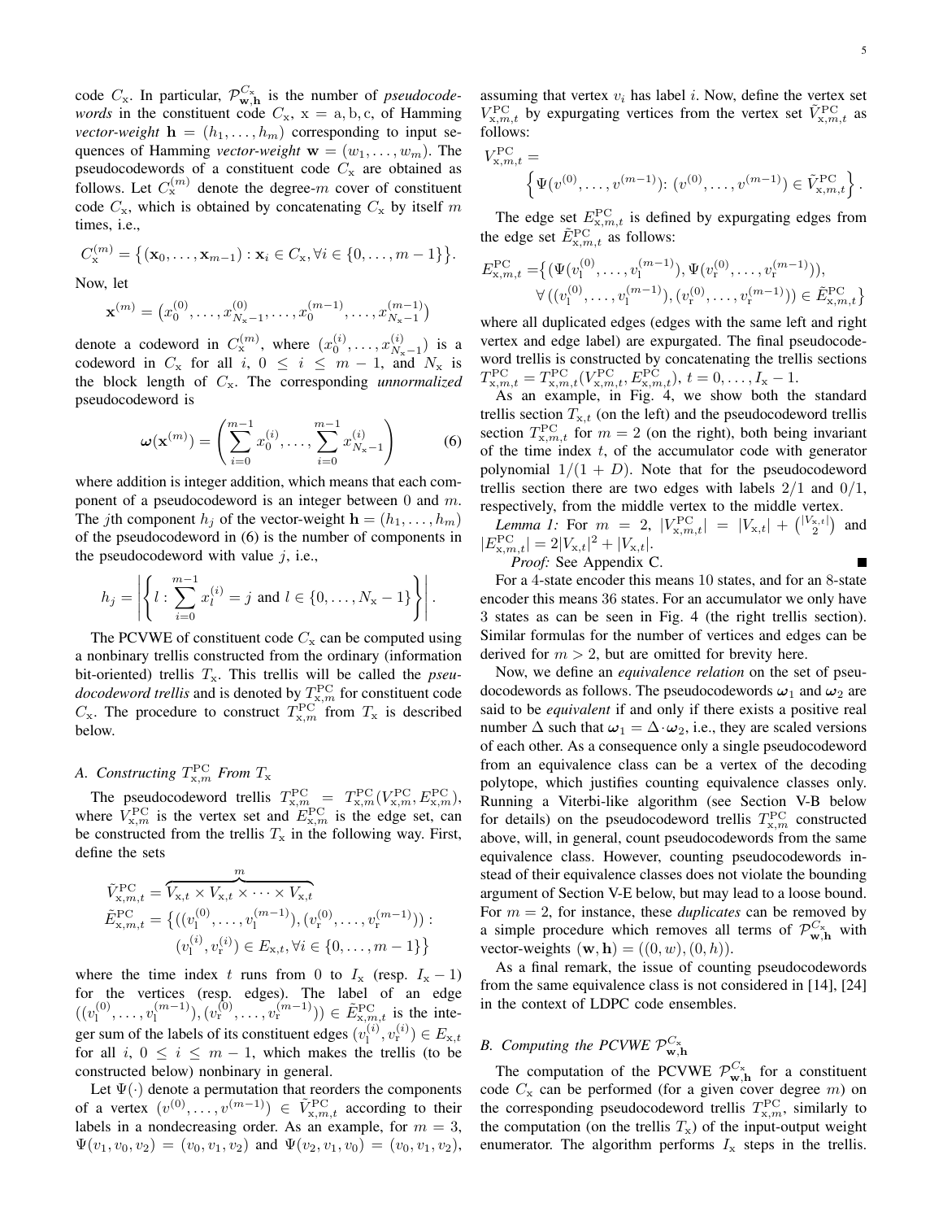code $C_{\rm x}$. In particular, $\mathcal{P}^{C_{\rm x}}_{\mathbf{w},\mathbf{h}}$ is the number of *pseudocodewords* in the constituent code $C_{\rm x}$, ${\rm x} = {\rm a}, {\rm b}, {\rm c}$, of Hamming *vector-weight* $\mathbf{h} = (h_1, \dots, h_m)$ corresponding to input sequences of Hamming *vector-weight* $\mathbf{w} = (w_1, \dots, w_m)$. The pseudocodewords of a constituent code $C_{\rm x}$ are obtained as follows. Let $C^{(m)}_{\rm x}$ denote the degree-$m$ cover of constituent code $C_{\rm x}$, which is obtained by concatenating $C_{\rm x}$ by itself $m$ times, i.e.,

$$C^{(m)}_{\rm x} = \left\{ (\mathbf{x}_0, \dots, \mathbf{x}_{m-1}) : \mathbf{x}_i \in C_{\rm x}, \forall i \in \{0, \dots, m-1\} \right\}.$$

Now, let

$$\mathbf{x}^{(m)} = \left( x^{(0)}_0, \dots, x^{(0)}_{N_{\rm x}-1}, \dots, x^{(m-1)}_0, \dots, x^{(m-1)}_{N_{\rm x}-1} \right)$$

denote a codeword in $C^{(m)}_{\rm x}$, where $(x^{(i)}_0, \dots, x^{(i)}_{N_{\rm x}-1})$ is a codeword in $C_{\rm x}$ for all $i$, $0 \le i \le m-1$, and $N_{\rm x}$ is the block length of $C_{\rm x}$. The corresponding *unnormalized* pseudocodeword is

$$\boldsymbol{\omega}(\mathbf{x}^{(m)}) = \left( \sum_{i=0}^{m-1} x^{(i)}_0, \dots, \sum_{i=0}^{m-1} x^{(i)}_{N_{\rm x}-1} \right) \quad (6)$$

where addition is integer addition, which means that each component of a pseudocodeword is an integer between 0 and $m$. The $j$th component $h_j$ of the vector-weight $\mathbf{h} = (h_1, \dots, h_m)$ of the pseudocodeword in (6) is the number of components in the pseudocodeword with value $j$, i.e.,

$$h_j = \left| \left\{ l : \sum_{i=0}^{m-1} x^{(i)}_l = j \text{ and } l \in \{0, \dots, N_{\rm x}-1\} \right\} \right|.$$

The PCVWE of constituent code $C_{\rm x}$ can be computed using a nonbinary trellis constructed from the ordinary (information bit-oriented) trellis $T_{\rm x}$. This trellis will be called the *pseudocodeword trellis* and is denoted by $T^{\rm PC}_{{\rm x},m}$ for constituent code $C_{\rm x}$. The procedure to construct $T^{\rm PC}_{{\rm x},m}$ from $T_{\rm x}$ is described below.

### A. Constructing $T^{\rm PC}_{{\rm x},m}$ From $T_{\rm x}$

The pseudocodeword trellis $T^{\rm PC}_{{\rm x},m} = T^{\rm PC}(V^{\rm PC}_{{\rm x},m}, E^{\rm PC}_{{\rm x},m})$, where $V^{\rm PC}_{{\rm x},m}$ is the vertex set and $E^{\rm PC}_{{\rm x},m}$ is the edge set, can be constructed from the trellis $T_{\rm x}$ in the following way. First, define the sets

$$\begin{aligned}
\tilde{V}^{\rm PC}_{{\rm x},m,t} &= \overbrace{V_{{\rm x},t} \times V_{{\rm x},t} \times \cdots \times V_{{\rm x},t}}^{m} \\
\tilde{E}^{\rm PC}_{{\rm x},m,t} &= \big\{ ((v^{(0)}_{\rm l}, \dots, v^{(m-1)}_{\rm l}), (v^{(0)}_{\rm r}, \dots, v^{(m-1)}_{\rm r})) : \\
&\qquad (v^{(i)}_{\rm l}, v^{(i)}_{\rm r}) \in E_{{\rm x},t}, \forall i \in \{0, \dots, m-1\} \big\}
\end{aligned}$$

where the time index $t$ runs from 0 to $I_{\rm x}$ (resp. $I_{\rm x}-1$) for the vertices (resp. edges). The label of an edge $((v^{(0)}_{\rm l}, \dots, v^{(m-1)}_{\rm l}), (v^{(0)}_{\rm r}, \dots, v^{(m-1)}_{\rm r})) \in \tilde{E}^{\rm PC}_{{\rm x},m,t}$ is the integer sum of the labels of its constituent edges $(v^{(i)}_{\rm l}, v^{(i)}_{\rm r}) \in E_{{\rm x},t}$ for all $i$, $0 \le i \le m-1$, which makes the trellis (to be constructed below) nonbinary in general.

Let $\Psi(\cdot)$ denote a permutation that reorders the components of a vertex $(v^{(0)}, \dots, v^{(m-1)}) \in \tilde{V}^{\rm PC}_{{\rm x},m,t}$ according to their labels in a nondecreasing order. As an example, for $m = 3$, $\Psi(v_1, v_0, v_2) = (v_0, v_1, v_2)$ and $\Psi(v_2, v_1, v_0) = (v_0, v_1, v_2)$, assuming that vertex $v_i$ has label $i$. Now, define the vertex set $V^{\rm PC}_{{\rm x},m,t}$ by expurgating vertices from the vertex set $\tilde{V}^{\rm PC}_{{\rm x},m,t}$ as follows:

$$V^{\rm PC}_{{\rm x},m,t} = \left\{ \Psi(v^{(0)}, \dots, v^{(m-1)}) : (v^{(0)}, \dots, v^{(m-1)}) \in \tilde{V}^{\rm PC}_{{\rm x},m,t} \right\}.$$

The edge set $E^{\rm PC}_{{\rm x},m,t}$ is defined by expurgating edges from the edge set $\tilde{E}^{\rm PC}_{{\rm x},m,t}$ as follows:

$$\begin{aligned}
E^{\rm PC}_{{\rm x},m,t} =& \big\{ (\Psi(v^{(0)}_{\rm l}, \dots, v^{(m-1)}_{\rm l}), \Psi(v^{(0)}_{\rm r}, \dots, v^{(m-1)}_{\rm r})), \\
& \forall ((v^{(0)}_{\rm l}, \dots, v^{(m-1)}_{\rm l}), (v^{(0)}_{\rm r}, \dots, v^{(m-1)}_{\rm r})) \in \tilde{E}^{\rm PC}_{{\rm x},m,t} \big\}
\end{aligned}$$

where all duplicated edges (edges with the same left and right vertex and edge label) are expurgated. The final pseudocodeword trellis is constructed by concatenating the trellis sections $T^{\rm PC}_{{\rm x},m,t} = T^{\rm PC}_{{\rm x},m,t}(V^{\rm PC}_{{\rm x},m,t}, E^{\rm PC}_{{\rm x},m,t})$, $t = 0, \dots, I_{\rm x}-1$.

As an example, in Fig. 4, we show both the standard trellis section $T_{{\rm x},t}$ (on the left) and the pseudocodeword trellis section $T^{\rm PC}_{{\rm x},m,t}$ for $m = 2$ (on the right), both being invariant of the time index $t$, of the accumulator code with generator polynomial $1/(1+D)$. Note that for the pseudocodeword trellis section there are two edges with labels $2/1$ and $0/1$, respectively, from the middle vertex to the middle vertex.

*Lemma 1:* For $m = 2$, $|V^{\rm PC}_{{\rm x},m,t}| = |V_{{\rm x},t}| + \binom{|V_{{\rm x},t}|}{2}$ and $|E^{\rm PC}_{{\rm x},m,t}| = 2|V_{{\rm x},t}|^2 + |V_{{\rm x},t}|$.

*Proof:* See Appendix C. ∎

For a 4-state encoder this means 10 states, and for an 8-state encoder this means 36 states. For an accumulator we only have 3 states as can be seen in Fig. 4 (the right trellis section). Similar formulas for the number of vertices and edges can be derived for $m > 2$, but are omitted for brevity here.

Now, we define an *equivalence relation* on the set of pseudocodewords as follows. The pseudocodewords $\boldsymbol{\omega}_1$ and $\boldsymbol{\omega}_2$ are said to be *equivalent* if and only if there exists a positive real number $\Delta$ such that $\boldsymbol{\omega}_1 = \Delta \cdot \boldsymbol{\omega}_2$, i.e., they are scaled versions of each other. As a consequence only a single pseudocodeword from an equivalence class can be a vertex of the decoding polytope, which justifies counting equivalence classes only. Running a Viterbi-like algorithm (see Section V-B below for details) on the pseudocodeword trellis $T^{\rm PC}_{{\rm x},m}$ constructed above, will, in general, count pseudocodewords from the same equivalence class. However, counting pseudocodewords instead of their equivalence classes does not violate the bounding argument of Section V-E below, but may lead to a loose bound. For $m = 2$, for instance, these *duplicates* can be removed by a simple procedure which removes all terms of $\mathcal{P}^{C_{\rm x}}_{\mathbf{w},\mathbf{h}}$ with vector-weights $(\mathbf{w}, \mathbf{h}) = ((0, w), (0, h))$.

As a final remark, the issue of counting pseudocodewords from the same equivalence class is not considered in [14], [24] in the context of LDPC code ensembles.

### B. Computing the PCVWE $\mathcal{P}^{C_{\rm x}}_{\mathbf{w},\mathbf{h}}$

The computation of the PCVWE $\mathcal{P}^{C_{\rm x}}_{\mathbf{w},\mathbf{h}}$ for a constituent code $C_{\rm x}$ can be performed (for a given cover degree $m$) on the corresponding pseudocodeword trellis $T^{\rm PC}_{{\rm x},m}$, similarly to the computation (on the trellis $T_{\rm x}$) of the input-output weight enumerator. The algorithm performs $I_{\rm x}$ steps in the trellis.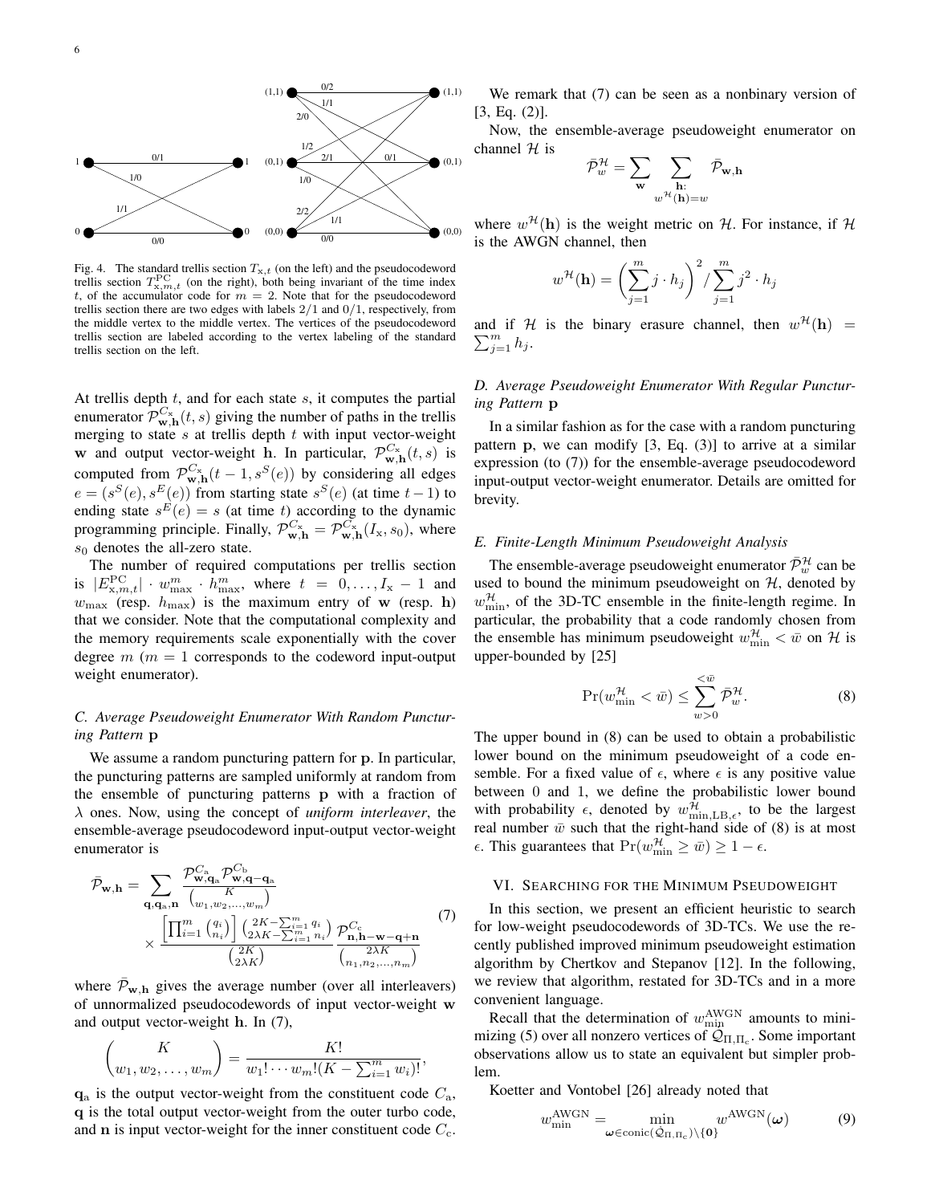Fig. 4. The standard trellis section $T_{\mathrm{x},t}$ (on the left) and the pseudocodeword trellis section $T^{\mathrm{PC}}_{\mathrm{x},m,t}$ (on the right), both being invariant of the time index $t$, of the accumulator code for $m = 2$. Note that for the pseudocodeword trellis section there are two edges with labels $2/1$ and $0/1$, respectively, from the middle vertex to the middle vertex. The vertices of the pseudocodeword trellis section are labeled according to the vertex labeling of the standard trellis section on the left.

At trellis depth $t$, and for each state $s$, it computes the partial enumerator $\mathcal{P}^{C_{\mathrm{x}}}_{\mathbf{w},\mathbf{h}}(t, s)$ giving the number of paths in the trellis merging to state $s$ at trellis depth $t$ with input vector-weight $\mathbf{w}$ and output vector-weight $\mathbf{h}$. In particular, $\mathcal{P}^{C_{\mathrm{x}}}_{\mathbf{w},\mathbf{h}}(t, s)$ is computed from $\mathcal{P}^{C_{\mathrm{x}}}_{\mathbf{w},\mathbf{h}}(t-1, s^S(e))$ by considering all edges $e = (s^S(e), s^E(e))$ from starting state $s^S(e)$ (at time $t-1$) to ending state $s^E(e) = s$ (at time $t$) according to the dynamic programming principle. Finally, $\mathcal{P}^{C_{\mathrm{x}}}_{\mathbf{w},\mathbf{h}} = \mathcal{P}^{C_{\mathrm{x}}}_{\mathbf{w},\mathbf{h}}(I_{\mathrm{x}}, s_0)$, where $s_0$ denotes the all-zero state.

The number of required computations per trellis section is $|E^{\mathrm{PC}}_{\mathrm{x},m,t}| \cdot w^m_{\max} \cdot h^m_{\max}$, where $t = 0, \ldots, I_{\mathrm{x}} - 1$ and $w_{\max}$ (resp. $h_{\max}$) is the maximum entry of $\mathbf{w}$ (resp. $\mathbf{h}$) that we consider. Note that the computational complexity and the memory requirements scale exponentially with the cover degree $m$ ($m = 1$ corresponds to the codeword input-output weight enumerator).

### C. Average Pseudoweight Enumerator With Random Puncturing Pattern $\mathbf{p}$

We assume a random puncturing pattern for $\mathbf{p}$. In particular, the puncturing patterns are sampled uniformly at random from the ensemble of puncturing patterns $\mathbf{p}$ with a fraction of $\lambda$ ones. Now, using the concept of *uniform interleaver*, the ensemble-average pseudocodeword input-output vector-weight enumerator is

$$\bar{\mathcal{P}}_{\mathbf{w},\mathbf{h}} = \sum_{\mathbf{q},\mathbf{q}_{\mathrm{a}},\mathbf{n}} \frac{\mathcal{P}^{C_{\mathrm{a}}}_{\mathbf{w},\mathbf{q}_{\mathrm{a}}} \mathcal{P}^{C_{\mathrm{b}}}_{\mathbf{w},\mathbf{q}-\mathbf{q}_{\mathrm{a}}}}{\binom{K}{w_1, w_2, \ldots, w_m}} \times \frac{\left[\prod_{i=1}^m \binom{q_i}{n_i}\right] \binom{2K - \sum_{i=1}^m q_i}{2\lambda K - \sum_{i=1}^m n_i}}{\binom{2K}{2\lambda K}} \frac{\mathcal{P}^{C_{\mathrm{c}}}_{\mathbf{n},\mathbf{h}-\mathbf{w}-\mathbf{q}+\mathbf{n}}}{\binom{2\lambda K}{n_1, n_2, \ldots, n_m}} \tag{7}$$

where $\bar{\mathcal{P}}_{\mathbf{w},\mathbf{h}}$ gives the average number (over all interleavers) of unnormalized pseudocodewords of input vector-weight $\mathbf{w}$ and output vector-weight $\mathbf{h}$. In (7),

$$\binom{K}{w_1, w_2, \ldots, w_m} = \frac{K!}{w_1! \cdots w_m! (K - \sum_{i=1}^m w_i)!},$$

$\mathbf{q}_{\mathrm{a}}$ is the output vector-weight from the constituent code $C_{\mathrm{a}}$, $\mathbf{q}$ is the total output vector-weight from the outer turbo code, and $\mathbf{n}$ is input vector-weight for the inner constituent code $C_{\mathrm{c}}$.

We remark that (7) can be seen as a nonbinary version of [3, Eq. (2)].

Now, the ensemble-average pseudoweight enumerator on channel $\mathcal{H}$ is

$$\bar{\mathcal{P}}^{\mathcal{H}}_w = \sum_{\mathbf{w}} \sum_{\substack{\mathbf{h}: \\ w^{\mathcal{H}}(\mathbf{h}) = w}} \bar{\mathcal{P}}_{\mathbf{w},\mathbf{h}}$$

where $w^{\mathcal{H}}(\mathbf{h})$ is the weight metric on $\mathcal{H}$. For instance, if $\mathcal{H}$ is the AWGN channel, then

$$w^{\mathcal{H}}(\mathbf{h}) = \left(\sum_{j=1}^m j \cdot h_j\right)^2 / \sum_{j=1}^m j^2 \cdot h_j$$

and if $\mathcal{H}$ is the binary erasure channel, then $w^{\mathcal{H}}(\mathbf{h}) = \sum_{j=1}^m h_j$.

### D. Average Pseudoweight Enumerator With Regular Puncturing Pattern $\mathbf{p}$

In a similar fashion as for the case with a random puncturing pattern $\mathbf{p}$, we can modify [3, Eq. (3)] to arrive at a similar expression (to (7)) for the ensemble-average pseudocodeword input-output vector-weight enumerator. Details are omitted for brevity.

### E. Finite-Length Minimum Pseudoweight Analysis

The ensemble-average pseudoweight enumerator $\bar{\mathcal{P}}^{\mathcal{H}}_w$ can be used to bound the minimum pseudoweight on $\mathcal{H}$, denoted by $w^{\mathcal{H}}_{\min}$, of the 3D-TC ensemble in the finite-length regime. In particular, the probability that a code randomly chosen from the ensemble has minimum pseudoweight $w^{\mathcal{H}}_{\min} < \bar{w}$ on $\mathcal{H}$ is upper-bounded by [25]

$$\Pr(w^{\mathcal{H}}_{\min} < \bar{w}) \leq \sum_{w>0}^{<\bar{w}} \bar{\mathcal{P}}^{\mathcal{H}}_w. \tag{8}$$

The upper bound in (8) can be used to obtain a probabilistic lower bound on the minimum pseudoweight of a code ensemble. For a fixed value of $\epsilon$, where $\epsilon$ is any positive value between 0 and 1, we define the probabilistic lower bound with probability $\epsilon$, denoted by $w^{\mathcal{H}}_{\min,\mathrm{LB},\epsilon}$, to be the largest real number $\bar{w}$ such that the right-hand side of (8) is at most $\epsilon$. This guarantees that $\Pr(w^{\mathcal{H}}_{\min} \geq \bar{w}) \geq 1 - \epsilon$.

## VI. Searching for the Minimum Pseudoweight

In this section, we present an efficient heuristic to search for low-weight pseudocodewords of 3D-TCs. We use the recently published improved minimum pseudoweight estimation algorithm by Chertkov and Stepanov [12]. In the following, we review that algorithm, restated for 3D-TCs and in a more convenient language.

Recall that the determination of $w^{\mathrm{AWGN}}_{\min}$ amounts to minimizing (5) over all nonzero vertices of $\mathcal{Q}_{\Pi,\Pi_{\mathrm{c}}}$. Some important observations allow us to state an equivalent but simpler problem.

Koetter and Vontobel [26] already noted that

$$w^{\mathrm{AWGN}}_{\min} = \min_{\boldsymbol{\omega} \in \mathrm{conic}(\mathcal{Q}_{\Pi,\Pi_{\mathrm{c}}}) \setminus \{\mathbf{0}\}} w^{\mathrm{AWGN}}(\boldsymbol{\omega}) \tag{9}$$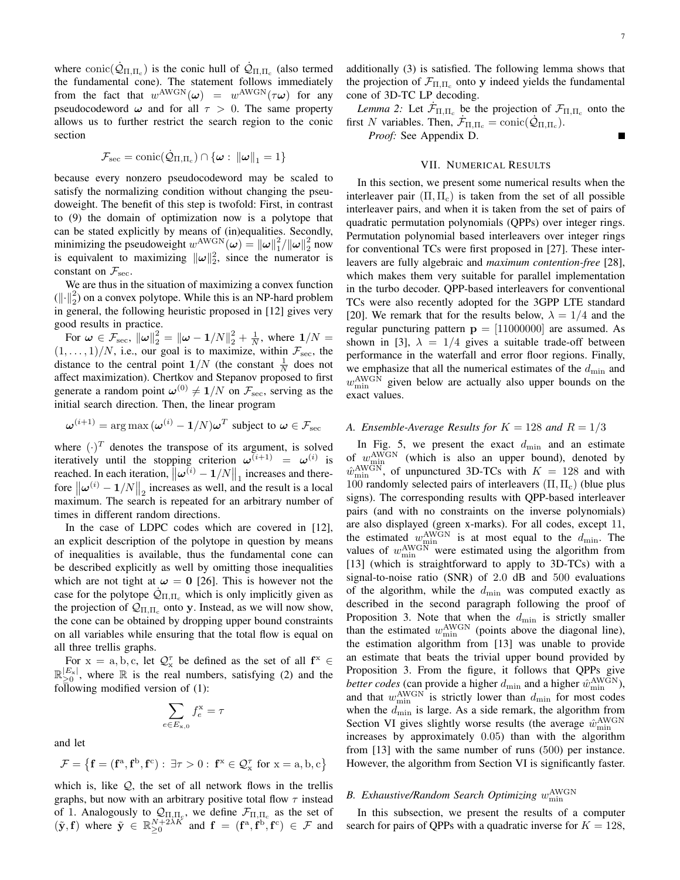where $\mathrm{conic}(\dot{\mathcal{Q}}_{\Pi,\Pi_c})$ is the conic hull of $\dot{\mathcal{Q}}_{\Pi,\Pi_c}$ (also termed the fundamental cone). The statement follows immediately from the fact that $w^{\mathrm{AWGN}}(\boldsymbol{\omega}) = w^{\mathrm{AWGN}}(\tau\boldsymbol{\omega})$ for any pseudocodeword $\boldsymbol{\omega}$ and for all $\tau > 0$. The same property allows us to further restrict the search region to the conic section

$$\mathcal{F}_{\mathrm{sec}} = \mathrm{conic}(\dot{\mathcal{Q}}_{\Pi,\Pi_c}) \cap \{\boldsymbol{\omega} : \|\boldsymbol{\omega}\|_1 = 1\}$$

because every nonzero pseudocodeword may be scaled to satisfy the normalizing condition without changing the pseudoweight. The benefit of this step is twofold: First, in contrast to (9) the domain of optimization now is a polytope that can be stated explicitly by means of (in)equalities. Secondly, minimizing the pseudoweight $w^{\mathrm{AWGN}}(\boldsymbol{\omega}) = \|\boldsymbol{\omega}\|_1^2 / \|\boldsymbol{\omega}\|_2^2$ now is equivalent to maximizing $\|\boldsymbol{\omega}\|_2^2$, since the numerator is constant on $\mathcal{F}_{\mathrm{sec}}$.

We are thus in the situation of maximizing a convex function $(\|\cdot\|_2^2)$ on a convex polytope. While this is an NP-hard problem in general, the following heuristic proposed in [12] gives very good results in practice.

For $\boldsymbol{\omega} \in \mathcal{F}_{\mathrm{sec}}$, $\|\boldsymbol{\omega}\|_2^2 = \|\boldsymbol{\omega} - \mathbf{1}/N\|_2^2 + \frac{1}{N}$, where $\mathbf{1}/N = (1, \dots, 1)/N$, i.e., our goal is to maximize, within $\mathcal{F}_{\mathrm{sec}}$, the distance to the central point $\mathbf{1}/N$ (the constant $\frac{1}{N}$ does not affect maximization). Chertkov and Stepanov proposed to first generate a random point $\boldsymbol{\omega}^{(0)} \neq \mathbf{1}/N$ on $\mathcal{F}_{\mathrm{sec}}$, serving as the initial search direction. Then, the linear program

$$\boldsymbol{\omega}^{(i+1)} = \arg\max\,(\boldsymbol{\omega}^{(i)} - \mathbf{1}/N)\boldsymbol{\omega}^T \text{ subject to } \boldsymbol{\omega} \in \mathcal{F}_{\mathrm{sec}}$$

where $(\cdot)^T$ denotes the transpose of its argument, is solved iteratively until the stopping criterion $\boldsymbol{\omega}^{(i+1)} = \boldsymbol{\omega}^{(i)}$ is reached. In each iteration, $\|\boldsymbol{\omega}^{(i)} - \mathbf{1}/N\|_1$ increases and therefore $\|\boldsymbol{\omega}^{(i)} - \mathbf{1}/N\|_2$ increases as well, and the result is a local maximum. The search is repeated for an arbitrary number of times in different random directions.

In the case of LDPC codes which are covered in [12], an explicit description of the polytope in question by means of inequalities is available, thus the fundamental cone can be described explicitly as well by omitting those inequalities which are not tight at $\boldsymbol{\omega} = \mathbf{0}$ [26]. This is however not the case for the polytope $\dot{\mathcal{Q}}_{\Pi,\Pi_c}$ which is only implicitly given as the projection of $\mathcal{Q}_{\Pi,\Pi_c}$ onto $\mathbf{y}$. Instead, as we will now show, the cone can be obtained by dropping upper bound constraints on all variables while ensuring that the total flow is equal on all three trellis graphs.

For $\mathrm{x} = \mathrm{a}, \mathrm{b}, \mathrm{c}$, let $\mathcal{Q}_{\mathrm{x}}^{\tau}$ be defined as the set of all $\mathbf{f}^{\mathrm{x}} \in \mathbb{R}_{\geq 0}^{|E_{\mathrm{x}}|}$, where $\mathbb{R}$ is the real numbers, satisfying (2) and the following modified version of (1):

$$\sum_{e \in E_{\mathrm{x},0}} f_e^{\mathrm{x}} = \tau$$

and let

$$\mathcal{F} = \left\{\mathbf{f} = (\mathbf{f}^{\mathrm{a}}, \mathbf{f}^{\mathrm{b}}, \mathbf{f}^{\mathrm{c}}) : \exists \tau > 0 : \mathbf{f}^{\mathrm{x}} \in \mathcal{Q}_{\mathrm{x}}^{\tau} \text{ for } \mathrm{x} = \mathrm{a}, \mathrm{b}, \mathrm{c}\right\}$$

which is, like $\mathcal{Q}$, the set of all network flows in the trellis graphs, but now with an arbitrary positive total flow $\tau$ instead of 1. Analogously to $\mathcal{Q}_{\Pi,\Pi_c}$, we define $\mathcal{F}_{\Pi,\Pi_c}$ as the set of $(\tilde{\mathbf{y}}, \mathbf{f})$ where $\tilde{\mathbf{y}} \in \mathbb{R}_{\geq 0}^{N+2\lambda K}$ and $\mathbf{f} = (\mathbf{f}^{\mathrm{a}}, \mathbf{f}^{\mathrm{b}}, \mathbf{f}^{\mathrm{c}}) \in \mathcal{F}$ and additionally (3) is satisfied. The following lemma shows that the projection of $\mathcal{F}_{\Pi,\Pi_c}$ onto $\mathbf{y}$ indeed yields the fundamental cone of 3D-TC LP decoding.

*Lemma 2:* Let $\dot{\mathcal{F}}_{\Pi,\Pi_c}$ be the projection of $\mathcal{F}_{\Pi,\Pi_c}$ onto the first $N$ variables. Then, $\dot{\mathcal{F}}_{\Pi,\Pi_c} = \mathrm{conic}(\dot{\mathcal{Q}}_{\Pi,\Pi_c})$.

*Proof:* See Appendix D. ∎

## VII. Numerical Results

In this section, we present some numerical results when the interleaver pair $(\Pi, \Pi_c)$ is taken from the set of all possible interleaver pairs, and when it is taken from the set of pairs of quadratic permutation polynomials (QPPs) over integer rings. Permutation polynomial based interleavers over integer rings for conventional TCs were first proposed in [27]. These interleavers are fully algebraic and *maximum contention-free* [28], which makes them very suitable for parallel implementation in the turbo decoder. QPP-based interleavers for conventional TCs were also recently adopted for the 3GPP LTE standard [20]. We remark that for the results below, $\lambda = 1/4$ and the regular puncturing pattern $\mathbf{p} = [11000000]$ are assumed. As shown in [3], $\lambda = 1/4$ gives a suitable trade-off between performance in the waterfall and error floor regions. Finally, we emphasize that all the numerical estimates of the $d_{\min}$ and $w_{\min}^{\mathrm{AWGN}}$ given below are actually also upper bounds on the exact values.

### A. Ensemble-Average Results for $K = 128$ and $R = 1/3$

In Fig. 5, we present the exact $d_{\min}$ and an estimate of $w_{\min}^{\mathrm{AWGN}}$ (which is also an upper bound), denoted by $\hat{w}_{\min}^{\mathrm{AWGN}}$, of unpunctured 3D-TCs with $K = 128$ and with 100 randomly selected pairs of interleavers $(\Pi, \Pi_c)$ (blue plus signs). The corresponding results with QPP-based interleaver pairs (and with no constraints on the inverse polynomials) are also displayed (green x-marks). For all codes, except 11, the estimated $w_{\min}^{\mathrm{AWGN}}$ is at most equal to the $d_{\min}$. The values of $w_{\min}^{\mathrm{AWGN}}$ were estimated using the algorithm from [13] (which is straightforward to apply to 3D-TCs) with a signal-to-noise ratio (SNR) of 2.0 dB and 500 evaluations of the algorithm, while the $d_{\min}$ was computed exactly as described in the second paragraph following the proof of Proposition 3. Note that when the $d_{\min}$ is strictly smaller than the estimated $w_{\min}^{\mathrm{AWGN}}$ (points above the diagonal line), the estimation algorithm from [13] was unable to provide an estimate that beats the trivial upper bound provided by Proposition 3. From the figure, it follows that QPPs give *better codes* (can provide a higher $d_{\min}$ and a higher $\hat{w}_{\min}^{\mathrm{AWGN}}$), and that $w_{\min}^{\mathrm{AWGN}}$ is strictly lower than $d_{\min}$ for most codes when the $d_{\min}$ is large. As a side remark, the algorithm from Section VI gives slightly worse results (the average $\hat{w}_{\min}^{\mathrm{AWGN}}$ increases by approximately 0.05) than with the algorithm from [13] with the same number of runs (500) per instance. However, the algorithm from Section VI is significantly faster.

### B. Exhaustive/Random Search Optimizing $w_{\min}^{\mathrm{AWGN}}$

In this subsection, we present the results of a computer search for pairs of QPPs with a quadratic inverse for $K = 128$,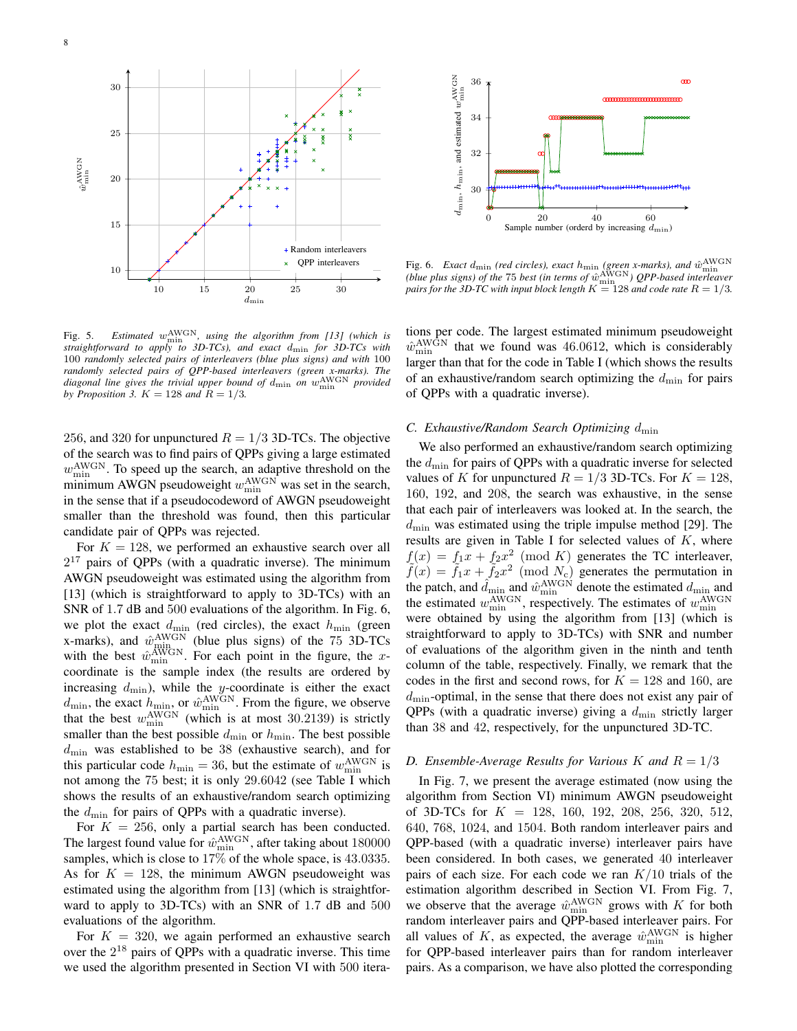Fig. 5. *Estimated $w_{\min}^{\mathrm{AWGN}}$, using the algorithm from [13] (which is straightforward to apply to 3D-TCs), and exact $d_{\min}$ for 3D-TCs with 100 randomly selected pairs of interleavers (blue plus signs) and with 100 randomly selected pairs of QPP-based interleavers (green x-marks). The diagonal line gives the trivial upper bound of $d_{\min}$ on $w_{\min}^{\mathrm{AWGN}}$ provided by Proposition 3. $K = 128$ and $R = 1/3$.*

Fig. 6. *Exact $d_{\min}$ (red circles), exact $h_{\min}$ (green x-marks), and $\hat{w}_{\min}^{\mathrm{AWGN}}$ (blue plus signs) of the 75 best (in terms of $\hat{w}_{\min}^{\mathrm{AWGN}}$) QPP-based interleaver pairs for the 3D-TC with input block length $K = 128$ and code rate $R = 1/3$.*

256, and 320 for unpunctured $R = 1/3$ 3D-TCs. The objective of the search was to find pairs of QPPs giving a large estimated $w_{\min}^{\mathrm{AWGN}}$. To speed up the search, an adaptive threshold on the minimum AWGN pseudoweight $w_{\min}^{\mathrm{AWGN}}$ was set in the search, in the sense that if a pseudocodeword of AWGN pseudoweight smaller than the threshold was found, then this particular candidate pair of QPPs was rejected.

For $K = 128$, we performed an exhaustive search over all $2^{17}$ pairs of QPPs (with a quadratic inverse). The minimum AWGN pseudoweight was estimated using the algorithm from [13] (which is straightforward to apply to 3D-TCs) with an SNR of 1.7 dB and 500 evaluations of the algorithm. In Fig. 6, we plot the exact $d_{\min}$ (red circles), the exact $h_{\min}$ (green x-marks), and $\hat{w}_{\min}^{\mathrm{AWGN}}$ (blue plus signs) of the 75 3D-TCs with the best $\hat{w}_{\min}^{\mathrm{AWGN}}$. For each point in the figure, the $x$-coordinate is the sample index (the results are ordered by increasing $d_{\min}$), while the $y$-coordinate is either the exact $d_{\min}$, the exact $h_{\min}$, or $\hat{w}_{\min}^{\mathrm{AWGN}}$. From the figure, we observe that the best $w_{\min}^{\mathrm{AWGN}}$ (which is at most 30.2139) is strictly smaller than the best possible $d_{\min}$ or $h_{\min}$. The best possible $d_{\min}$ was established to be 38 (exhaustive search), and for this particular code $h_{\min} = 36$, but the estimate of $w_{\min}^{\mathrm{AWGN}}$ is not among the 75 best; it is only 29.6042 (see Table I which shows the results of an exhaustive/random search optimizing the $d_{\min}$ for pairs of QPPs with a quadratic inverse).

For $K = 256$, only a partial search has been conducted. The largest found value for $\hat{w}_{\min}^{\mathrm{AWGN}}$, after taking about 180000 samples, which is close to 17% of the whole space, is 43.0335. As for $K = 128$, the minimum AWGN pseudoweight was estimated using the algorithm from [13] (which is straightforward to apply to 3D-TCs) with an SNR of 1.7 dB and 500 evaluations of the algorithm.

For $K = 320$, we again performed an exhaustive search over the $2^{18}$ pairs of QPPs with a quadratic inverse. This time we used the algorithm presented in Section VI with 500 iterations per code. The largest estimated minimum pseudoweight $\hat{w}_{\min}^{\mathrm{AWGN}}$ that we found was 46.0612, which is considerably larger than that for the code in Table I (which shows the results of an exhaustive/random search optimizing the $d_{\min}$ for pairs of QPPs with a quadratic inverse).

### C. Exhaustive/Random Search Optimizing $d_{\min}$

We also performed an exhaustive/random search optimizing the $d_{\min}$ for pairs of QPPs with a quadratic inverse for selected values of $K$ for unpunctured $R = 1/3$ 3D-TCs. For $K = 128$, 160, 192, and 208, the search was exhaustive, in the sense that each pair of interleavers was looked at. In the search, the $d_{\min}$ was estimated using the triple impulse method [29]. The results are given in Table I for selected values of $K$, where $f(x) = f_1 x + f_2 x^2 \pmod{K}$ generates the TC interleaver, $\tilde{f}(x) = \tilde{f}_1 x + \tilde{f}_2 x^2 \pmod{N_c}$ generates the permutation in the patch, and $\hat{d}_{\min}$ and $\hat{w}_{\min}^{\mathrm{AWGN}}$ denote the estimated $d_{\min}$ and the estimated $w_{\min}^{\mathrm{AWGN}}$, respectively. The estimates of $w_{\min}^{\mathrm{AWGN}}$ were obtained by using the algorithm from [13] (which is straightforward to apply to 3D-TCs) with SNR and number of evaluations of the algorithm given in the ninth and tenth column of the table, respectively. Finally, we remark that the codes in the first and second rows, for $K = 128$ and 160, are $d_{\min}$-optimal, in the sense that there does not exist any pair of QPPs (with a quadratic inverse) giving a $d_{\min}$ strictly larger than 38 and 42, respectively, for the unpunctured 3D-TC.

### D. Ensemble-Average Results for Various $K$ and $R = 1/3$

In Fig. 7, we present the average estimated (now using the algorithm from Section VI) minimum AWGN pseudoweight of 3D-TCs for $K = 128$, 160, 192, 208, 256, 320, 512, 640, 768, 1024, and 1504. Both random interleaver pairs and QPP-based (with a quadratic inverse) interleaver pairs have been considered. In both cases, we generated 40 interleaver pairs of each size. For each code we ran $K/10$ trials of the estimation algorithm described in Section VI. From Fig. 7, we observe that the average $\hat{w}_{\min}^{\mathrm{AWGN}}$ grows with $K$ for both random interleaver pairs and QPP-based interleaver pairs. For all values of $K$, as expected, the average $\hat{w}_{\min}^{\mathrm{AWGN}}$ is higher for QPP-based interleaver pairs than for random interleaver pairs. As a comparison, we have also plotted the corresponding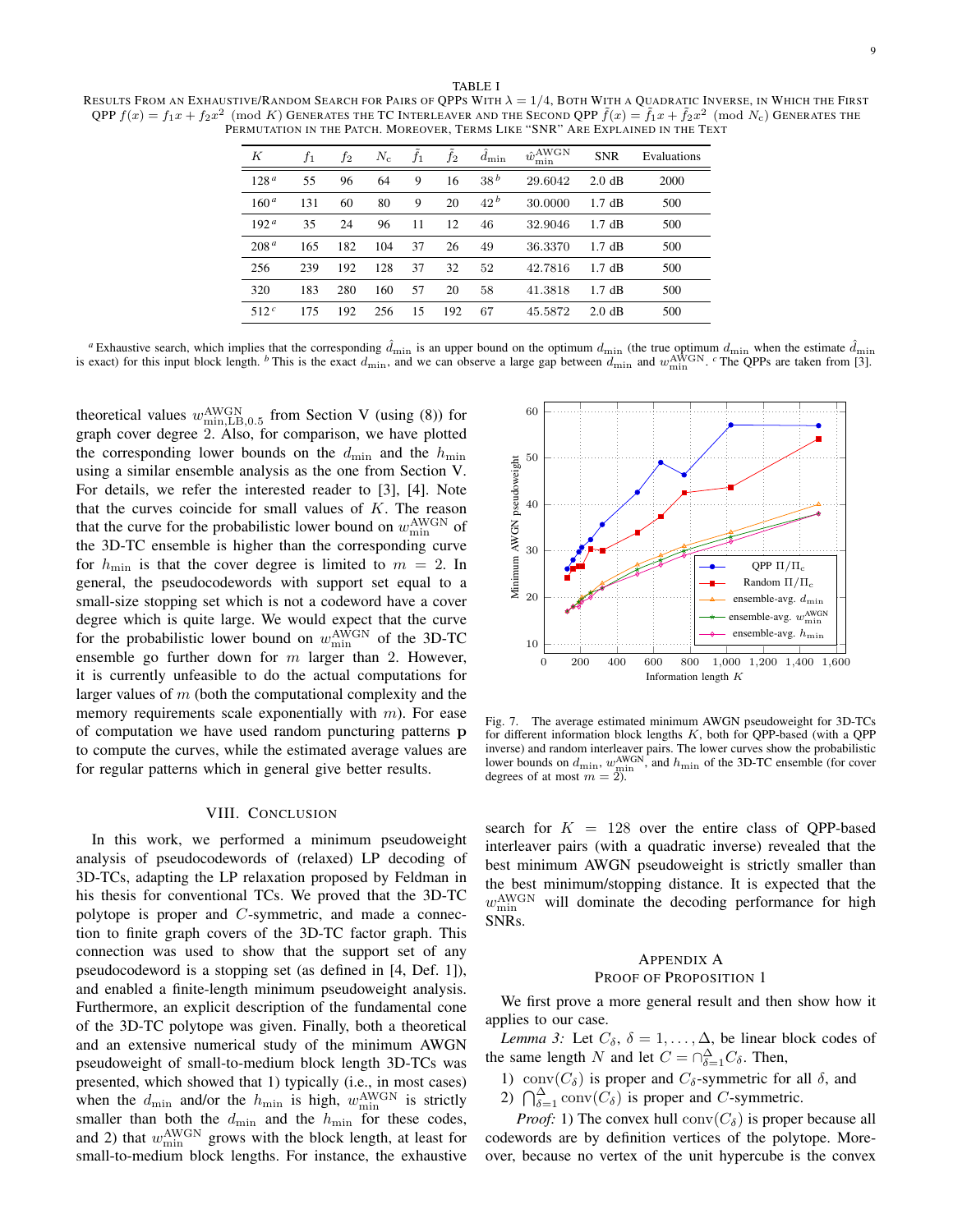TABLE I

RESULTS FROM AN EXHAUSTIVE/RANDOM SEARCH FOR PAIRS OF QPPS WITH $\lambda = 1/4$, BOTH WITH A QUADRATIC INVERSE, IN WHICH THE FIRST QPP $f(x) = f_1 x + f_2 x^2 \pmod{K}$ GENERATES THE TC INTERLEAVER AND THE SECOND QPP $\tilde{f}(x) = \tilde{f}_1 x + \tilde{f}_2 x^2 \pmod{N_c}$ GENERATES THE PERMUTATION IN THE PATCH. MOREOVER, TERMS LIKE "SNR" ARE EXPLAINED IN THE TEXT

| $K$ | $f_1$ | $f_2$ | $N_c$ | $\tilde{f}_1$ | $\tilde{f}_2$ | $\hat{d}_{\min}$ | $\hat{w}_{\min}^{\text{AWGN}}$ | SNR | Evaluations |
|---|---|---|---|---|---|---|---|---|---|
| 128 [a] | 55 | 96 | 64 | 9 | 16 | 38 [b] | 29.6042 | 2.0 dB | 2000 |
| 160 [a] | 131 | 60 | 80 | 9 | 20 | 42 [b] | 30.0000 | 1.7 dB | 500 |
| 192 [a] | 35 | 24 | 96 | 11 | 12 | 46 | 32.9046 | 1.7 dB | 500 |
| 208 [a] | 165 | 182 | 104 | 37 | 26 | 49 | 36.3370 | 1.7 dB | 500 |
| 256 | 239 | 192 | 128 | 37 | 32 | 52 | 42.7816 | 1.7 dB | 500 |
| 320 | 183 | 280 | 160 | 57 | 20 | 58 | 41.3818 | 1.7 dB | 500 |
| 512 [c] | 175 | 192 | 256 | 15 | 192 | 67 | 45.5872 | 2.0 dB | 500 |

[a] Exhaustive search, which implies that the corresponding $\hat{d}_{\min}$ is an upper bound on the optimum $d_{\min}$ (the true optimum $d_{\min}$ when the estimate $\hat{d}_{\min}$ is exact) for this input block length. [b] This is the exact $d_{\min}$, and we can observe a large gap between $d_{\min}$ and $w_{\min}^{\text{AWGN}}$. [c] The QPPs are taken from [3].

theoretical values $w_{\min,\text{LB},0.5}^{\text{AWGN}}$ from Section V (using (8)) for graph cover degree 2. Also, for comparison, we have plotted the corresponding lower bounds on the $d_{\min}$ and the $h_{\min}$ using a similar ensemble analysis as the one from Section V. For details, we refer the interested reader to [3], [4]. Note that the curves coincide for small values of $K$. The reason that the curve for the probabilistic lower bound on $w_{\min}^{\text{AWGN}}$ of the 3D-TC ensemble is higher than the corresponding curve for $h_{\min}$ is that the cover degree is limited to $m = 2$. In general, the pseudocodewords with support set equal to a small-size stopping set which is not a codeword have a cover degree which is quite large. We would expect that the curve for the probabilistic lower bound on $w_{\min}^{\text{AWGN}}$ of the 3D-TC ensemble go further down for $m$ larger than 2. However, it is currently unfeasible to do the actual computations for larger values of $m$ (both the computational complexity and the memory requirements scale exponentially with $m$). For ease of computation we have used random puncturing patterns $\mathbf{p}$ to compute the curves, while the estimated average values are for regular patterns which in general give better results.

Fig. 7. The average estimated minimum AWGN pseudoweight for 3D-TCs for different information block lengths $K$, both for QPP-based (with a QPP inverse) and random interleaver pairs. The lower curves show the probabilistic lower bounds on $d_{\min}$, $w_{\min}^{\text{AWGN}}$, and $h_{\min}$ of the 3D-TC ensemble (for cover degrees of at most $m = 2$).

## VIII. CONCLUSION

In this work, we performed a minimum pseudoweight analysis of pseudocodewords of (relaxed) LP decoding of 3D-TCs, adapting the LP relaxation proposed by Feldman in his thesis for conventional TCs. We proved that the 3D-TC polytope is proper and $C$-symmetric, and made a connection to finite graph covers of the 3D-TC factor graph. This connection was used to show that the support set of any pseudocodeword is a stopping set (as defined in [4, Def. 1]), and enabled a finite-length minimum pseudoweight analysis. Furthermore, an explicit description of the fundamental cone of the 3D-TC polytope was given. Finally, both a theoretical and an extensive numerical study of the minimum AWGN pseudoweight of small-to-medium block length 3D-TCs was presented, which showed that 1) typically (i.e., in most cases) when the $d_{\min}$ and/or the $h_{\min}$ is high, $w_{\min}^{\text{AWGN}}$ is strictly smaller than both the $d_{\min}$ and the $h_{\min}$ for these codes, and 2) that $w_{\min}^{\text{AWGN}}$ grows with the block length, at least for small-to-medium block lengths. For instance, the exhaustive search for $K = 128$ over the entire class of QPP-based interleaver pairs (with a quadratic inverse) revealed that the best minimum AWGN pseudoweight is strictly smaller than the best minimum/stopping distance. It is expected that the $w_{\min}^{\text{AWGN}}$ will dominate the decoding performance for high SNRs.

## APPENDIX A
## PROOF OF PROPOSITION 1

We first prove a more general result and then show how it applies to our case.

*Lemma 3:* Let $C_\delta$, $\delta = 1, \ldots, \Delta$, be linear block codes of the same length $N$ and let $C = \cap_{\delta=1}^{\Delta} C_\delta$. Then,

1) $\text{conv}(C_\delta)$ is proper and $C_\delta$-symmetric for all $\delta$, and
2) $\bigcap_{\delta=1}^{\Delta} \text{conv}(C_\delta)$ is proper and $C$-symmetric.

*Proof:* 1) The convex hull $\text{conv}(C_\delta)$ is proper because all codewords are by definition vertices of the polytope. Moreover, because no vertex of the unit hypercube is the convex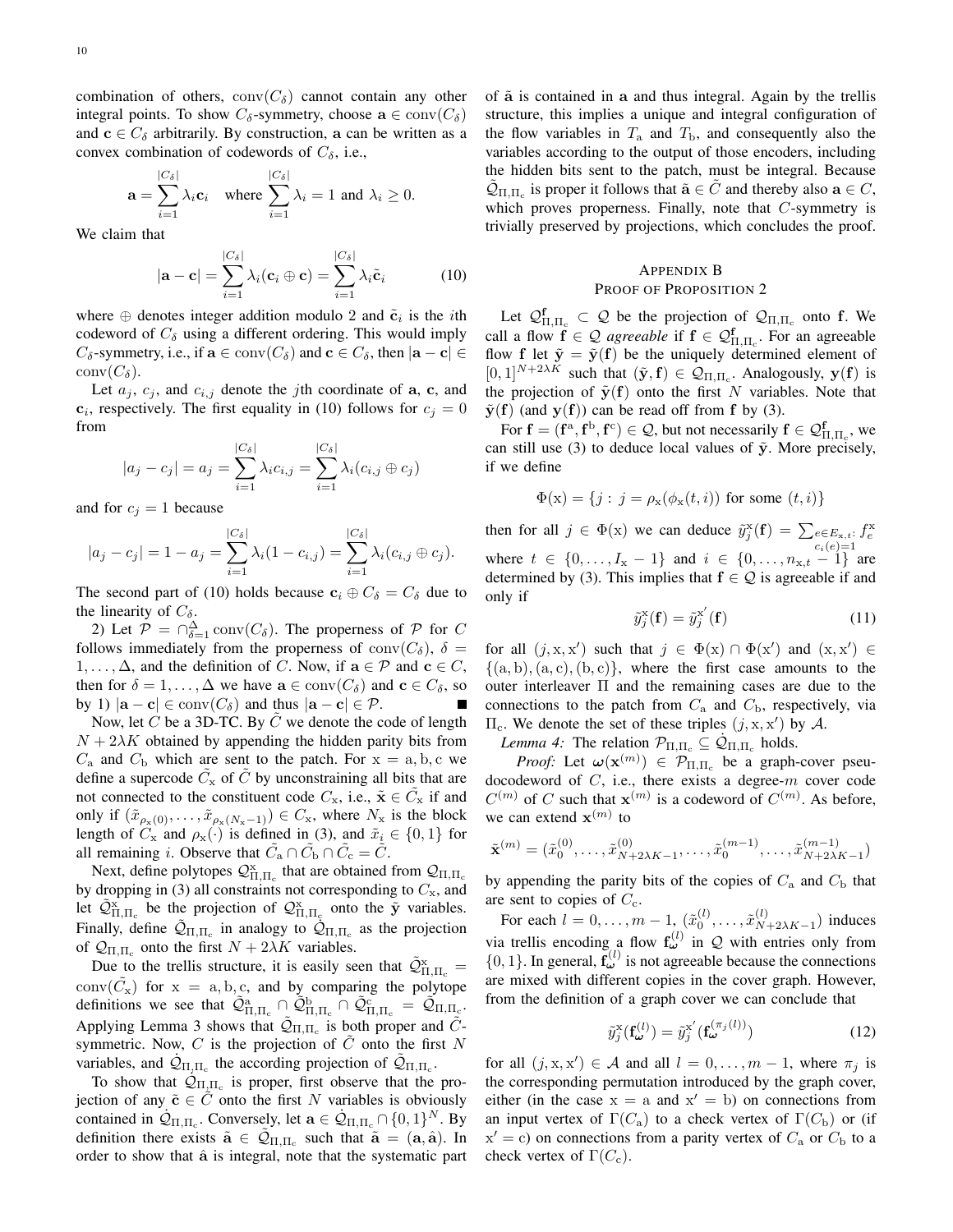combination of others, $\mathrm{conv}(C_\delta)$ cannot contain any other integral points. To show $C_\delta$-symmetry, choose $\mathbf{a} \in \mathrm{conv}(C_\delta)$ and $\mathbf{c} \in C_\delta$ arbitrarily. By construction, $\mathbf{a}$ can be written as a convex combination of codewords of $C_\delta$, i.e.,

$$\mathbf{a} = \sum_{i=1}^{|C_\delta|} \lambda_i \mathbf{c}_i \quad \text{where } \sum_{i=1}^{|C_\delta|} \lambda_i = 1 \text{ and } \lambda_i \geq 0.$$

We claim that

$$|\mathbf{a} - \mathbf{c}| = \sum_{i=1}^{|C_\delta|} \lambda_i (\mathbf{c}_i \oplus \mathbf{c}) = \sum_{i=1}^{|C_\delta|} \lambda_i \tilde{\mathbf{c}}_i \tag{10}$$

where $\oplus$ denotes integer addition modulo 2 and $\tilde{\mathbf{c}}_i$ is the $i$th codeword of $C_\delta$ using a different ordering. This would imply $C_\delta$-symmetry, i.e., if $\mathbf{a} \in \mathrm{conv}(C_\delta)$ and $\mathbf{c} \in C_\delta$, then $|\mathbf{a} - \mathbf{c}| \in \mathrm{conv}(C_\delta)$.

Let $a_j$, $c_j$, and $c_{i,j}$ denote the $j$th coordinate of $\mathbf{a}$, $\mathbf{c}$, and $\mathbf{c}_i$, respectively. The first equality in (10) follows for $c_j = 0$ from

$$|a_j - c_j| = a_j = \sum_{i=1}^{|C_\delta|} \lambda_i c_{i,j} = \sum_{i=1}^{|C_\delta|} \lambda_i (c_{i,j} \oplus c_j)$$

and for $c_j = 1$ because

$$|a_j - c_j| = 1 - a_j = \sum_{i=1}^{|C_\delta|} \lambda_i (1 - c_{i,j}) = \sum_{i=1}^{|C_\delta|} \lambda_i (c_{i,j} \oplus c_j).$$

The second part of (10) holds because $\mathbf{c}_i \oplus C_\delta = C_\delta$ due to the linearity of $C_\delta$.

2) Let $\mathcal{P} = \cap_{\delta=1}^{\Delta} \mathrm{conv}(C_\delta)$. The properness of $\mathcal{P}$ for $C$ follows immediately from the properness of $\mathrm{conv}(C_\delta)$, $\delta = 1, \ldots, \Delta$, and the definition of $C$. Now, if $\mathbf{a} \in \mathcal{P}$ and $\mathbf{c} \in C$, then for $\delta = 1, \ldots, \Delta$ we have $\mathbf{a} \in \mathrm{conv}(C_\delta)$ and $\mathbf{c} \in C_\delta$, so by 1) $|\mathbf{a} - \mathbf{c}| \in \mathrm{conv}(C_\delta)$ and thus $|\mathbf{a} - \mathbf{c}| \in \mathcal{P}$. ∎

Now, let $C$ be a 3D-TC. By $\tilde{C}$ we denote the code of length $N + 2\lambda K$ obtained by appending the hidden parity bits from $C_\mathrm{a}$ and $C_\mathrm{b}$ which are sent to the patch. For $\mathrm{x} = \mathrm{a}, \mathrm{b}, \mathrm{c}$ we define a supercode $\tilde{C}_\mathrm{x}$ of $\tilde{C}$ by unconstraining all bits that are not connected to the constituent code $C_\mathrm{x}$, i.e., $\tilde{\mathbf{x}} \in \tilde{C}_\mathrm{x}$ if and only if $(\tilde{x}_{\rho_\mathrm{x}(0)}, \ldots, \tilde{x}_{\rho_\mathrm{x}(N_\mathrm{x}-1)}) \in C_\mathrm{x}$, where $N_\mathrm{x}$ is the block length of $C_\mathrm{x}$ and $\rho_\mathrm{x}(\cdot)$ is defined in (3), and $\tilde{x}_i \in \{0,1\}$ for all remaining $i$. Observe that $\tilde{C}_\mathrm{a} \cap \tilde{C}_\mathrm{b} \cap \tilde{C}_\mathrm{c} = \tilde{C}$.

Next, define polytopes $\mathcal{Q}^\mathrm{x}_{\Pi,\Pi_\mathrm{c}}$ that are obtained from $\mathcal{Q}_{\Pi,\Pi_\mathrm{c}}$ by dropping in (3) all constraints not corresponding to $C_\mathrm{x}$, and let $\tilde{\mathcal{Q}}^\mathrm{x}_{\Pi,\Pi_\mathrm{c}}$ be the projection of $\mathcal{Q}^\mathrm{x}_{\Pi,\Pi_\mathrm{c}}$ onto the $\tilde{\mathbf{y}}$ variables. Finally, define $\tilde{\mathcal{Q}}_{\Pi,\Pi_\mathrm{c}}$ in analogy to $\dot{\mathcal{Q}}_{\Pi,\Pi_\mathrm{c}}$ as the projection of $\mathcal{Q}_{\Pi,\Pi_\mathrm{c}}$ onto the first $N + 2\lambda K$ variables.

Due to the trellis structure, it is easily seen that $\tilde{\mathcal{Q}}^\mathrm{x}_{\Pi,\Pi_\mathrm{c}} = \mathrm{conv}(\tilde{C}_\mathrm{x})$ for $\mathrm{x} = \mathrm{a}, \mathrm{b}, \mathrm{c}$, and by comparing the polytope definitions we see that $\tilde{\mathcal{Q}}^\mathrm{a}_{\Pi,\Pi_\mathrm{c}} \cap \tilde{\mathcal{Q}}^\mathrm{b}_{\Pi,\Pi_\mathrm{c}} \cap \tilde{\mathcal{Q}}^\mathrm{c}_{\Pi,\Pi_\mathrm{c}} = \tilde{\mathcal{Q}}_{\Pi,\Pi_\mathrm{c}}$. Applying Lemma 3 shows that $\tilde{\mathcal{Q}}_{\Pi,\Pi_\mathrm{c}}$ is both proper and $\tilde{C}$-symmetric. Now, $C$ is the projection of $\tilde{C}$ onto the first $N$ variables, and $\dot{\mathcal{Q}}_{\Pi,\Pi_\mathrm{c}}$ the according projection of $\tilde{\mathcal{Q}}_{\Pi,\Pi_\mathrm{c}}$.

To show that $\dot{\mathcal{Q}}_{\Pi,\Pi_\mathrm{c}}$ is proper, first observe that the projection of any $\tilde{\mathbf{c}} \in \tilde{C}$ onto the first $N$ variables is obviously contained in $\dot{\mathcal{Q}}_{\Pi,\Pi_\mathrm{c}}$. Conversely, let $\mathbf{a} \in \dot{\mathcal{Q}}_{\Pi,\Pi_\mathrm{c}} \cap \{0,1\}^N$. By definition there exists $\tilde{\mathbf{a}} \in \tilde{\mathcal{Q}}_{\Pi,\Pi_\mathrm{c}}$ such that $\tilde{\mathbf{a}} = (\mathbf{a}, \hat{\mathbf{a}})$. In order to show that $\hat{\mathbf{a}}$ is integral, note that the systematic part of $\tilde{\mathbf{a}}$ is contained in $\mathbf{a}$ and thus integral. Again by the trellis structure, this implies a unique and integral configuration of the flow variables in $T_\mathrm{a}$ and $T_\mathrm{b}$, and consequently also the variables according to the output of those encoders, including the hidden bits sent to the patch, must be integral. Because $\tilde{\mathcal{Q}}_{\Pi,\Pi_\mathrm{c}}$ is proper it follows that $\tilde{\mathbf{a}} \in \tilde{C}$ and thereby also $\mathbf{a} \in C$, which proves properness. Finally, note that $C$-symmetry is trivially preserved by projections, which concludes the proof.

## Appendix B
## Proof of Proposition 2

Let $\mathcal{Q}^\mathbf{f}_{\Pi,\Pi_\mathrm{c}} \subset \mathcal{Q}$ be the projection of $\mathcal{Q}_{\Pi,\Pi_\mathrm{c}}$ onto $\mathbf{f}$. We call a flow $\mathbf{f} \in \mathcal{Q}$ *agreeable* if $\mathbf{f} \in \mathcal{Q}^\mathbf{f}_{\Pi,\Pi_\mathrm{c}}$. For an agreeable flow $\mathbf{f}$ let $\tilde{\mathbf{y}} = \tilde{\mathbf{y}}(\mathbf{f})$ be the uniquely determined element of $[0,1]^{N+2\lambda K}$ such that $(\tilde{\mathbf{y}}, \mathbf{f}) \in \mathcal{Q}_{\Pi,\Pi_\mathrm{c}}$. Analogously, $\mathbf{y}(\mathbf{f})$ is the projection of $\tilde{\mathbf{y}}(\mathbf{f})$ onto the first $N$ variables. Note that $\tilde{\mathbf{y}}(\mathbf{f})$ (and $\mathbf{y}(\mathbf{f})$) can be read off from $\mathbf{f}$ by (3).

For $\mathbf{f} = (\mathbf{f}^\mathrm{a}, \mathbf{f}^\mathrm{b}, \mathbf{f}^\mathrm{c}) \in \mathcal{Q}$, but not necessarily $\mathbf{f} \in \mathcal{Q}^\mathbf{f}_{\Pi,\Pi_\mathrm{c}}$, we can still use (3) to deduce local values of $\tilde{\mathbf{y}}$. More precisely, if we define

$$\Phi(\mathrm{x}) = \{j : j = \rho_\mathrm{x}(\phi_\mathrm{x}(t,i)) \text{ for some } (t,i)\}$$

then for all $j \in \Phi(\mathrm{x})$ we can deduce $\tilde{y}^\mathrm{x}_j(\mathbf{f}) = \sum_{e \in E_{\mathrm{x},t}\colon c_i(e)=1} f^\mathrm{x}_e$ where $t \in \{0, \ldots, I_\mathrm{x} - 1\}$ and $i \in \{0, \ldots, n_{\mathrm{x},t} - 1\}$ are determined by (3). This implies that $\mathbf{f} \in \mathcal{Q}$ is agreeable if and only if

$$\tilde{y}^\mathrm{x}_j(\mathbf{f}) = \tilde{y}^{\mathrm{x}'}_j(\mathbf{f}) \tag{11}$$

for all $(j, \mathrm{x}, \mathrm{x}')$ such that $j \in \Phi(\mathrm{x}) \cap \Phi(\mathrm{x}')$ and $(\mathrm{x}, \mathrm{x}') \in \{(\mathrm{a},\mathrm{b}), (\mathrm{a},\mathrm{c}), (\mathrm{b},\mathrm{c})\}$, where the first case amounts to the outer interleaver $\Pi$ and the remaining cases are due to the connections to the patch from $C_\mathrm{a}$ and $C_\mathrm{b}$, respectively, via $\Pi_\mathrm{c}$. We denote the set of these triples $(j, \mathrm{x}, \mathrm{x}')$ by $\mathcal{A}$.

*Lemma 4:* The relation $\mathcal{P}_{\Pi,\Pi_\mathrm{c}} \subseteq \dot{\mathcal{Q}}_{\Pi,\Pi_\mathrm{c}}$ holds.

*Proof:* Let $\boldsymbol{\omega}(\mathbf{x}^{(m)}) \in \mathcal{P}_{\Pi,\Pi_\mathrm{c}}$ be a graph-cover pseudocodeword of $C$, i.e., there exists a degree-$m$ cover code $C^{(m)}$ of $C$ such that $\mathbf{x}^{(m)}$ is a codeword of $C^{(m)}$. As before, we can extend $\mathbf{x}^{(m)}$ to

$$\tilde{\mathbf{x}}^{(m)} = (\tilde{x}^{(0)}_0, \ldots, \tilde{x}^{(0)}_{N+2\lambda K-1}, \ldots, \tilde{x}^{(m-1)}_0, \ldots, \tilde{x}^{(m-1)}_{N+2\lambda K-1})$$

by appending the parity bits of the copies of $C_\mathrm{a}$ and $C_\mathrm{b}$ that are sent to copies of $C_\mathrm{c}$.

For each $l = 0, \ldots, m-1$, $(\tilde{x}^{(l)}_0, \ldots, \tilde{x}^{(l)}_{N+2\lambda K-1})$ induces via trellis encoding a flow $\mathbf{f}^{(l)}_{\boldsymbol{\omega}}$ in $\mathcal{Q}$ with entries only from $\{0,1\}$. In general, $\mathbf{f}^{(l)}_{\boldsymbol{\omega}}$ is not agreeable because the connections are mixed with different copies in the cover graph. However, from the definition of a graph cover we can conclude that

$$\tilde{y}^\mathrm{x}_j(\mathbf{f}^{(l)}_{\boldsymbol{\omega}}) = \tilde{y}^{\mathrm{x}'}_j(\mathbf{f}^{(\pi_j(l))}_{\boldsymbol{\omega}}) \tag{12}$$

for all $(j, \mathrm{x}, \mathrm{x}') \in \mathcal{A}$ and all $l = 0, \ldots, m-1$, where $\pi_j$ is the corresponding permutation introduced by the graph cover, either (in the case $\mathrm{x} = \mathrm{a}$ and $\mathrm{x}' = \mathrm{b}$) on connections from an input vertex of $\Gamma(C_\mathrm{a})$ to a check vertex of $\Gamma(C_\mathrm{b})$ or (if $\mathrm{x}' = \mathrm{c}$) on connections from a parity vertex of $C_\mathrm{a}$ or $C_\mathrm{b}$ to a check vertex of $\Gamma(C_\mathrm{c})$.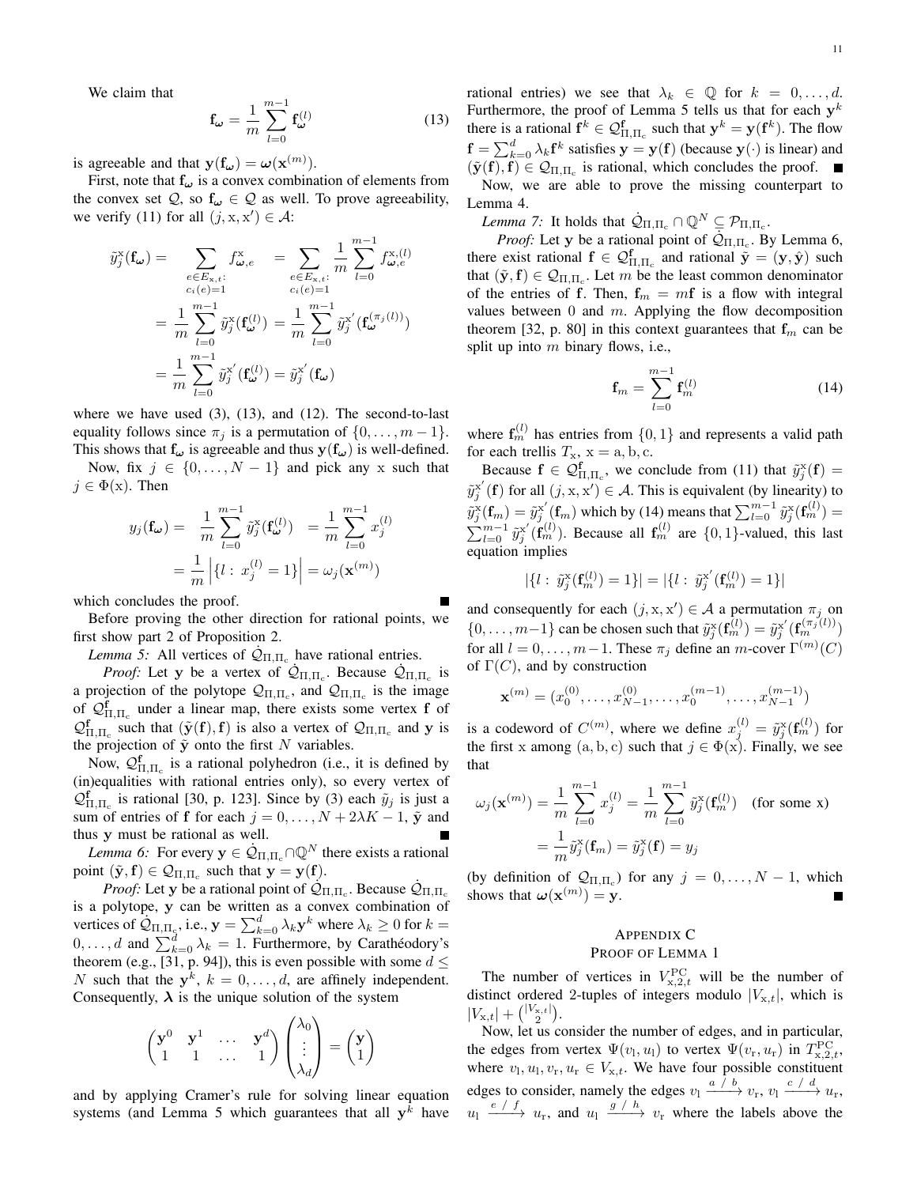We claim that

$$\mathbf{f}_{\boldsymbol{\omega}} = \frac{1}{m} \sum_{l=0}^{m-1} \mathbf{f}_{\boldsymbol{\omega}}^{(l)} \tag{13}$$

is agreeable and that $\mathbf{y}(\mathbf{f}_{\boldsymbol{\omega}}) = \boldsymbol{\omega}(\mathbf{x}^{(m)})$.

First, note that $\mathbf{f}_{\boldsymbol{\omega}}$ is a convex combination of elements from the convex set $\mathcal{Q}$, so $\mathbf{f}_{\boldsymbol{\omega}} \in \mathcal{Q}$ as well. To prove agreeability, we verify (11) for all $(j, \mathrm{x}, \mathrm{x}') \in \mathcal{A}$:

$$\begin{aligned}
\tilde{y}_j^{\mathrm{x}}(\mathbf{f}_{\boldsymbol{\omega}}) &= \sum_{\substack{e \in E_{\mathrm{x},t}:\\ c_i(e)=1}} f_{\boldsymbol{\omega},e}^{\mathrm{x}} = \sum_{\substack{e \in E_{\mathrm{x},t}:\\ c_i(e)=1}} \frac{1}{m} \sum_{l=0}^{m-1} f_{\boldsymbol{\omega},e}^{\mathrm{x},(l)} \\
&= \frac{1}{m} \sum_{l=0}^{m-1} \tilde{y}_j^{\mathrm{x}}(\mathbf{f}_{\boldsymbol{\omega}}^{(l)}) = \frac{1}{m} \sum_{l=0}^{m-1} \tilde{y}_j^{\mathrm{x}'}(\mathbf{f}_{\boldsymbol{\omega}}^{(\pi_j(l))}) \\
&= \frac{1}{m} \sum_{l=0}^{m-1} \tilde{y}_j^{\mathrm{x}'}(\mathbf{f}_{\boldsymbol{\omega}}^{(l)}) = \tilde{y}_j^{\mathrm{x}'}(\mathbf{f}_{\boldsymbol{\omega}})
\end{aligned}$$

where we have used (3), (13), and (12). The second-to-last equality follows since $\pi_j$ is a permutation of $\{0, \dots, m-1\}$. This shows that $\mathbf{f}_{\boldsymbol{\omega}}$ is agreeable and thus $\mathbf{y}(\mathbf{f}_{\boldsymbol{\omega}})$ is well-defined.

Now, fix $j \in \{0, \dots, N-1\}$ and pick any x such that $j \in \Phi(\mathrm{x})$. Then

$$\begin{aligned}
y_j(\mathbf{f}_{\boldsymbol{\omega}}) &= \frac{1}{m} \sum_{l=0}^{m-1} \tilde{y}_j^{\mathrm{x}}(\mathbf{f}_{\boldsymbol{\omega}}^{(l)}) = \frac{1}{m} \sum_{l=0}^{m-1} x_j^{(l)} \\
&= \frac{1}{m} \left| \{ l : \, x_j^{(l)} = 1 \} \right| = \omega_j(\mathbf{x}^{(m)})
\end{aligned}$$

which concludes the proof. ■

Before proving the other direction for rational points, we first show part 2 of Proposition 2.

*Lemma 5:* All vertices of $\dot{\mathcal{Q}}_{\Pi,\Pi_c}$ have rational entries.

*Proof:* Let $\mathbf{y}$ be a vertex of $\dot{\mathcal{Q}}_{\Pi,\Pi_c}$. Because $\dot{\mathcal{Q}}_{\Pi,\Pi_c}$ is a projection of the polytope $\mathcal{Q}_{\Pi,\Pi_c}$, and $\mathcal{Q}_{\Pi,\Pi_c}$ is the image of $\mathcal{Q}_{\Pi,\Pi_c}^{\mathbf{f}}$ under a linear map, there exists some vertex $\mathbf{f}$ of $\mathcal{Q}_{\Pi,\Pi_c}^{\mathbf{f}}$ such that $(\tilde{\mathbf{y}}(\mathbf{f}), \mathbf{f})$ is also a vertex of $\mathcal{Q}_{\Pi,\Pi_c}$ and $\mathbf{y}$ is the projection of $\tilde{\mathbf{y}}$ onto the first $N$ variables.

Now, $\mathcal{Q}_{\Pi,\Pi_c}^{\mathbf{f}}$ is a rational polyhedron (i.e., it is defined by (in)equalities with rational entries only), so every vertex of $\mathcal{Q}_{\Pi,\Pi_c}^{\mathbf{f}}$ is rational [30, p. 123]. Since by (3) each $\tilde{y}_j$ is just a sum of entries of $\mathbf{f}$ for each $j = 0, \dots, N + 2\lambda K - 1$, $\tilde{\mathbf{y}}$ and thus $\mathbf{y}$ must be rational as well. ■

*Lemma 6:* For every $\mathbf{y} \in \dot{\mathcal{Q}}_{\Pi,\Pi_c} \cap \mathbb{Q}^N$ there exists a rational point $(\tilde{\mathbf{y}}, \mathbf{f}) \in \mathcal{Q}_{\Pi,\Pi_c}$ such that $\mathbf{y} = \mathbf{y}(\mathbf{f})$.

*Proof:* Let $\mathbf{y}$ be a rational point of $\dot{\mathcal{Q}}_{\Pi,\Pi_c}$. Because $\dot{\mathcal{Q}}_{\Pi,\Pi_c}$ is a polytope, $\mathbf{y}$ can be written as a convex combination of vertices of $\dot{\mathcal{Q}}_{\Pi,\Pi_c}$, i.e., $\mathbf{y} = \sum_{k=0}^{d} \lambda_k \mathbf{y}^k$ where $\lambda_k \geq 0$ for $k = 0, \dots, d$ and $\sum_{k=0}^{d} \lambda_k = 1$. Furthermore, by Carathéodory's theorem (e.g., [31, p. 94]), this is even possible with some $d \leq N$ such that the $\mathbf{y}^k$, $k = 0, \dots, d$, are affinely independent. Consequently, $\boldsymbol{\lambda}$ is the unique solution of the system

$$\begin{pmatrix} \mathbf{y}^0 & \mathbf{y}^1 & \dots & \mathbf{y}^d \\ 1 & 1 & \dots & 1 \end{pmatrix} \begin{pmatrix} \lambda_0 \\ \vdots \\ \lambda_d \end{pmatrix} = \begin{pmatrix} \mathbf{y} \\ 1 \end{pmatrix}$$

and by applying Cramer's rule for solving linear equation systems (and Lemma 5 which guarantees that all $\mathbf{y}^k$ have rational entries) we see that $\lambda_k \in \mathbb{Q}$ for $k = 0, \dots, d$. Furthermore, the proof of Lemma 5 tells us that for each $\mathbf{y}^k$ there is a rational $\mathbf{f}^k \in \mathcal{Q}_{\Pi,\Pi_c}^{\mathbf{f}}$ such that $\mathbf{y}^k = \mathbf{y}(\mathbf{f}^k)$. The flow $\mathbf{f} = \sum_{k=0}^{d} \lambda_k \mathbf{f}^k$ satisfies $\mathbf{y} = \mathbf{y}(\mathbf{f})$ (because $\mathbf{y}(\cdot)$ is linear) and $(\tilde{\mathbf{y}}(\mathbf{f}), \mathbf{f}) \in \mathcal{Q}_{\Pi,\Pi_c}$ is rational, which concludes the proof. ■

Now, we are able to prove the missing counterpart to Lemma 4.

*Lemma 7:* It holds that $\dot{\mathcal{Q}}_{\Pi,\Pi_c} \cap \mathbb{Q}^N \subseteq \mathcal{P}_{\Pi,\Pi_c}$.

*Proof:* Let $\mathbf{y}$ be a rational point of $\dot{\mathcal{Q}}_{\Pi,\Pi_c}$. By Lemma 6, there exist rational $\mathbf{f} \in \mathcal{Q}_{\Pi,\Pi_c}^{\mathbf{f}}$ and rational $\tilde{\mathbf{y}} = (\mathbf{y}, \hat{\mathbf{y}})$ such that $(\tilde{\mathbf{y}}, \mathbf{f}) \in \mathcal{Q}_{\Pi,\Pi_c}$. Let $m$ be the least common denominator of the entries of $\mathbf{f}$. Then, $\mathbf{f}_m = m\mathbf{f}$ is a flow with integral values between 0 and $m$. Applying the flow decomposition theorem [32, p. 80] in this context guarantees that $\mathbf{f}_m$ can be split up into $m$ binary flows, i.e.,

$$\mathbf{f}_m = \sum_{l=0}^{m-1} \mathbf{f}_m^{(l)} \tag{14}$$

where $\mathbf{f}_m^{(l)}$ has entries from $\{0, 1\}$ and represents a valid path for each trellis $T_{\mathrm{x}}$, $\mathrm{x} = \mathrm{a}, \mathrm{b}, \mathrm{c}$.

Because $\mathbf{f} \in \mathcal{Q}_{\Pi,\Pi_c}^{\mathbf{f}}$, we conclude from (11) that $\tilde{y}_j^{\mathrm{x}}(\mathbf{f}) = \tilde{y}_j^{\mathrm{x}'}(\mathbf{f})$ for all $(j, \mathrm{x}, \mathrm{x}') \in \mathcal{A}$. This is equivalent (by linearity) to $\tilde{y}_j^{\mathrm{x}}(\mathbf{f}_m) = \tilde{y}_j^{\mathrm{x}'}(\mathbf{f}_m)$ which by (14) means that $\sum_{l=0}^{m-1} \tilde{y}_j^{\mathrm{x}}(\mathbf{f}_m^{(l)}) = \sum_{l=0}^{m-1} \tilde{y}_j^{\mathrm{x}'}(\mathbf{f}_m^{(l)})$. Because all $\mathbf{f}_m^{(l)}$ are $\{0,1\}$-valued, this last equation implies

$$|\{ l : \, \tilde{y}_j^{\mathrm{x}}(\mathbf{f}_m^{(l)}) = 1 \}| = |\{ l : \, \tilde{y}_j^{\mathrm{x}'}(\mathbf{f}_m^{(l)}) = 1 \}|$$

and consequently for each $(j, \mathrm{x}, \mathrm{x}') \in \mathcal{A}$ a permutation $\pi_j$ on $\{0, \dots, m-1\}$ can be chosen such that $\tilde{y}_j^{\mathrm{x}}(\mathbf{f}_m^{(l)}) = \tilde{y}_j^{\mathrm{x}'}(\mathbf{f}_m^{(\pi_j(l))})$ for all $l = 0, \dots, m-1$. These $\pi_j$ define an $m$-cover $\Gamma^{(m)}(C)$ of $\Gamma(C)$, and by construction

$$\mathbf{x}^{(m)} = (x_0^{(0)}, \dots, x_{N-1}^{(0)}, \dots, x_0^{(m-1)}, \dots, x_{N-1}^{(m-1)})$$

is a codeword of $C^{(m)}$, where we define $x_j^{(l)} = \tilde{y}_j^{\mathrm{x}}(\mathbf{f}_m^{(l)})$ for the first x among $(\mathrm{a}, \mathrm{b}, \mathrm{c})$ such that $j \in \Phi(\mathrm{x})$. Finally, we see that

$$\begin{aligned}
\omega_j(\mathbf{x}^{(m)}) &= \frac{1}{m} \sum_{l=0}^{m-1} x_j^{(l)} = \frac{1}{m} \sum_{l=0}^{m-1} \tilde{y}_j^{\mathrm{x}}(\mathbf{f}_m^{(l)}) \quad \text{(for some x)} \\
&= \frac{1}{m} \tilde{y}_j^{\mathrm{x}}(\mathbf{f}_m) = \tilde{y}_j^{\mathrm{x}}(\mathbf{f}) = y_j
\end{aligned}$$

(by definition of $\mathcal{Q}_{\Pi,\Pi_c}$) for any $j = 0, \dots, N-1$, which shows that $\boldsymbol{\omega}(\mathbf{x}^{(m)}) = \mathbf{y}$. ■

## Appendix C
## Proof of Lemma 1

The number of vertices in $V_{\mathrm{x},2,t}^{\mathrm{PC}}$ will be the number of distinct ordered 2-tuples of integers modulo $|V_{\mathrm{x},t}|$, which is $|V_{\mathrm{x},t}| + \binom{|V_{\mathrm{x},t}|}{2}$.

Now, let us consider the number of edges, and in particular, the edges from vertex $\Psi(v_\mathrm{l}, u_\mathrm{l})$ to vertex $\Psi(v_\mathrm{r}, u_\mathrm{r})$ in $T_{\mathrm{x},2,t}^{\mathrm{PC}}$, where $v_\mathrm{l}, u_\mathrm{l}, v_\mathrm{r}, u_\mathrm{r} \in V_{\mathrm{x},t}$. We have four possible constituent edges to consider, namely the edges $v_\mathrm{l} \xrightarrow{a \,/\, b} v_\mathrm{r}$, $v_\mathrm{l} \xrightarrow{c \,/\, d} u_\mathrm{r}$, $u_\mathrm{l} \xrightarrow{e \,/\, f} u_\mathrm{r}$, and $u_\mathrm{l} \xrightarrow{g \,/\, h} v_\mathrm{r}$ where the labels above the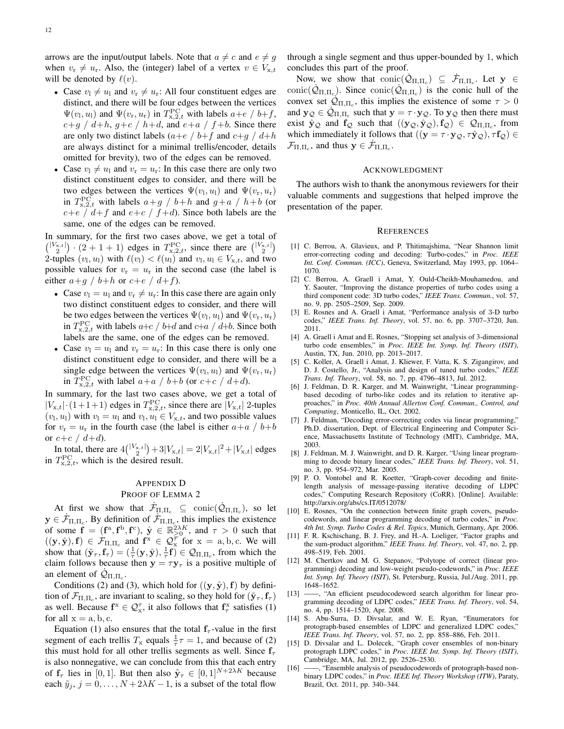arrows are the input/output labels. Note that $a \neq c$ and $e \neq g$ when $v_{\rm r} \neq u_{\rm r}$. Also, the (integer) label of a vertex $v \in V_{{\rm x},t}$ will be denoted by $\ell(v)$.

- Case $v_{\rm l} \neq u_{\rm l}$ and $v_{\rm r} \neq u_{\rm r}$: All four constituent edges are distinct, and there will be four edges between the vertices $\Psi(v_{\rm l}, u_{\rm l})$ and $\Psi(v_{\rm r}, u_{\rm r})$ in $T^{\rm PC}_{{\rm x},2,t}$ with labels $a{+}e \;/\; b{+}f$, $c{+}g \;/\; d{+}h$, $g{+}c \;/\; h{+}d$, and $e{+}a \;/\; f{+}b$. Since there are only two distinct labels ($a{+}e \;/\; b{+}f$ and $c{+}g \;/\; d{+}h$ are always distinct for a minimal trellis/encoder, details omitted for brevity), two of the edges can be removed.
- Case $v_{\rm l} \neq u_{\rm l}$ and $v_{\rm r} = u_{\rm r}$: In this case there are only two distinct constituent edges to consider, and there will be two edges between the vertices $\Psi(v_{\rm l}, u_{\rm l})$ and $\Psi(v_{\rm r}, u_{\rm r})$ in $T^{\rm PC}_{{\rm x},2,t}$ with labels $a{+}g \;/\; b{+}h$ and $g{+}a \;/\; h{+}b$ (or $c{+}e \;/\; d{+}f$ and $e{+}c \;/\; f{+}d$). Since both labels are the same, one of the edges can be removed.

In summary, for the first two cases above, we get a total of $\binom{|V_{{\rm x},t}|}{2} \cdot (2+1+1)$ edges in $T^{\rm PC}_{{\rm x},2,t}$, since there are $\binom{|V_{{\rm x},t}|}{2}$ 2-tuples $(v_{\rm l}, u_{\rm l})$ with $\ell(v_{\rm l}) < \ell(u_{\rm l})$ and $v_{\rm l}, u_{\rm l} \in V_{{\rm x},t}$, and two possible values for $v_{\rm r} = u_{\rm r}$ in the second case (the label is either $a{+}g \;/\; b{+}h$ or $c{+}e \;/\; d{+}f$).

- Case $v_{\rm l} = u_{\rm l}$ and $v_{\rm r} \neq u_{\rm r}$: In this case there are again only two distinct constituent edges to consider, and there will be two edges between the vertices $\Psi(v_{\rm l}, u_{\rm l})$ and $\Psi(v_{\rm r}, u_{\rm r})$ in $T^{\rm PC}_{{\rm x},2,t}$ with labels $a{+}c \;/\; b{+}d$ and $c{+}a \;/\; d{+}b$. Since both labels are the same, one of the edges can be removed.
- Case $v_{\rm l} = u_{\rm l}$ and $v_{\rm r} = u_{\rm r}$: In this case there is only one distinct constituent edge to consider, and there will be a single edge between the vertices $\Psi(v_{\rm l}, u_{\rm l})$ and $\Psi(v_{\rm r}, u_{\rm r})$ in $T^{\rm PC}_{{\rm x},2,t}$ with label $a{+}a \;/\; b{+}b$ (or $c{+}c \;/\; d{+}d$).

In summary, for the last two cases above, we get a total of $|V_{{\rm x},t}| \cdot (1{+}1{+}1)$ edges in $T^{\rm PC}_{{\rm x},2,t}$, since there are $|V_{{\rm x},t}|$ 2-tuples $(v_{\rm l}, u_{\rm l})$ with $v_{\rm l} = u_{\rm l}$ and $v_{\rm l}, u_{\rm l} \in V_{{\rm x},t}$, and two possible values for $v_{\rm r} = u_{\rm r}$ in the fourth case (the label is either $a{+}a \;/\; b{+}b$ or $c{+}c \;/\; d{+}d$).

In total, there are $4\binom{|V_{{\rm x},t}|}{2} + 3|V_{{\rm x},t}| = 2|V_{{\rm x},t}|^2 + |V_{{\rm x},t}|$ edges in $T^{\rm PC}_{{\rm x},2,t}$, which is the desired result.

## Appendix D
## Proof of Lemma 2

At first we show that $\dot{\mathcal{F}}_{\Pi,\Pi_{\rm c}} \subseteq \operatorname{conic}(\dot{\mathcal{Q}}_{\Pi,\Pi_{\rm c}})$, so let $\mathbf{y} \in \dot{\mathcal{F}}_{\Pi,\Pi_{\rm c}}$. By definition of $\dot{\mathcal{F}}_{\Pi,\Pi_{\rm c}}$, this implies the existence of some $\mathbf{f} = (\mathbf{f}^{\rm a}, \mathbf{f}^{\rm b}, \mathbf{f}^{\rm c})$, $\hat{\mathbf{y}} \in \mathbb{R}^{2\lambda K}_{\geq 0}$, and $\tau > 0$ such that $((\mathbf{y}, \hat{\mathbf{y}}), \mathbf{f}) \in \mathcal{F}_{\Pi,\Pi_{\rm c}}$ and $\mathbf{f}^{\rm x} \in \mathcal{Q}^{\tau}_{\rm x}$ for ${\rm x} = {\rm a}, {\rm b}, {\rm c}$. We will show that $(\tilde{\mathbf{y}}_\tau, \mathbf{f}_\tau) = (\frac{1}{\tau}(\mathbf{y}, \hat{\mathbf{y}}), \frac{1}{\tau}\mathbf{f}) \in \mathcal{Q}_{\Pi,\Pi_{\rm c}}$, from which the claim follows because then $\mathbf{y} = \tau \mathbf{y}_\tau$ is a positive multiple of an element of $\dot{\mathcal{Q}}_{\Pi,\Pi_{\rm c}}$.

Conditions (2) and (3), which hold for $((\mathbf{y}, \hat{\mathbf{y}}), \mathbf{f})$ by definition of $\mathcal{F}_{\Pi,\Pi_{\rm c}}$, are invariant to scaling, so they hold for $(\tilde{\mathbf{y}}_\tau, \mathbf{f}_\tau)$ as well. Because $\mathbf{f}^{\rm x} \in \mathcal{Q}^{\tau}_{\rm x}$, it also follows that $\mathbf{f}^{\rm x}_\tau$ satisfies (1) for all ${\rm x} = {\rm a}, {\rm b}, {\rm c}$.

Equation (1) also ensures that the total $\mathbf{f}_\tau$-value in the first segment of each trellis $T_{\rm x}$ equals $\frac{1}{\tau}\tau = 1$, and because of (2) this must hold for all other trellis segments as well. Since $\mathbf{f}_\tau$ is also nonnegative, we can conclude from this that each entry of $\mathbf{f}_\tau$ lies in $[0,1]$. But then also $\tilde{\mathbf{y}}_\tau \in [0,1]^{N+2\lambda K}$ because each $\tilde{y}_j$, $j = 0, \dots, N+2\lambda K-1$, is a subset of the total flow through a single segment and thus upper-bounded by 1, which concludes this part of the proof.

Now, we show that $\operatorname{conic}(\dot{\mathcal{Q}}_{\Pi,\Pi_{\rm c}}) \subseteq \dot{\mathcal{F}}_{\Pi,\Pi_{\rm c}}$. Let $\mathbf{y} \in \operatorname{conic}(\dot{\mathcal{Q}}_{\Pi,\Pi_{\rm c}})$. Since $\operatorname{conic}(\dot{\mathcal{Q}}_{\Pi,\Pi_{\rm c}})$ is the conic hull of the convex set $\dot{\mathcal{Q}}_{\Pi,\Pi_{\rm c}}$, this implies the existence of some $\tau > 0$ and $\mathbf{y}_{\mathcal{Q}} \in \dot{\mathcal{Q}}_{\Pi,\Pi_{\rm c}}$ such that $\mathbf{y} = \tau \cdot \mathbf{y}_{\mathcal{Q}}$. To $\mathbf{y}_{\mathcal{Q}}$ then there must exist $\hat{\mathbf{y}}_{\mathcal{Q}}$ and $\mathbf{f}_{\mathcal{Q}}$ such that $((\mathbf{y}_{\mathcal{Q}}, \hat{\mathbf{y}}_{\mathcal{Q}}), \mathbf{f}_{\mathcal{Q}}) \in \mathcal{Q}_{\Pi,\Pi_{\rm c}}$, from which immediately it follows that $((\mathbf{y} = \tau \cdot \mathbf{y}_{\mathcal{Q}}, \tau\hat{\mathbf{y}}_{\mathcal{Q}}), \tau\mathbf{f}_{\mathcal{Q}}) \in \mathcal{F}_{\Pi,\Pi_{\rm c}}$, and thus $\mathbf{y} \in \dot{\mathcal{F}}_{\Pi,\Pi_{\rm c}}$.

## Acknowledgment

The authors wish to thank the anonymous reviewers for their valuable comments and suggestions that helped improve the presentation of the paper.

## References

[1] C. Berrou, A. Glavieux, and P. Thitimajshima, "Near Shannon limit error-correcting coding and decoding: Turbo-codes," in *Proc. IEEE Int. Conf. Commun. (ICC)*, Geneva, Switzerland, May 1993, pp. 1064–1070.

[2] C. Berrou, A. Graell i Amat, Y. Ould-Cheikh-Mouhamedou, and Y. Saouter, "Improving the distance properties of turbo codes using a third component code: 3D turbo codes," *IEEE Trans. Commun.*, vol. 57, no. 9, pp. 2505–2509, Sep. 2009.

[3] E. Rosnes and A. Graell i Amat, "Performance analysis of 3-D turbo codes," *IEEE Trans. Inf. Theory*, vol. 57, no. 6, pp. 3707–3720, Jun. 2011.

[4] A. Graell i Amat and E. Rosnes, "Stopping set analysis of 3-dimensional turbo code ensembles," in *Proc. IEEE Int. Symp. Inf. Theory (ISIT)*, Austin, TX, Jun. 2010, pp. 2013–2017.

[5] C. Koller, A. Graell i Amat, J. Kliewer, F. Vatta, K. S. Zigangirov, and D. J. Costello, Jr., "Analysis and design of tuned turbo codes," *IEEE Trans. Inf. Theory*, vol. 58, no. 7, pp. 4796–4813, Jul. 2012.

[6] J. Feldman, D. R. Karger, and M. Wainwright, "Linear programming-based decoding of turbo-like codes and its relation to iterative approaches," in *Proc. 40th Annual Allerton Conf. Commun., Control, and Computing*, Monticello, IL, Oct. 2002.

[7] J. Feldman, "Decoding error-correcting codes via linear programming," Ph.D. dissertation, Dept. of Electrical Engineering and Computer Science, Massachusetts Institute of Technology (MIT), Cambridge, MA, 2003.

[8] J. Feldman, M. J. Wainwright, and D. R. Karger, "Using linear programming to decode binary linear codes," *IEEE Trans. Inf. Theory*, vol. 51, no. 3, pp. 954–972, Mar. 2005.

[9] P. O. Vontobel and R. Koetter, "Graph-cover decoding and finite-length analysis of message-passing iterative decoding of LDPC codes," Computing Research Repository (CoRR). [Online]. Available: http://arxiv.org/abs/cs.IT/0512078/

[10] E. Rosnes, "On the connection between finite graph covers, pseudo-codewords, and linear programming decoding of turbo codes," in *Proc. 4th Int. Symp. Turbo Codes & Rel. Topics*, Munich, Germany, Apr. 2006.

[11] F. R. Kschischang, B. J. Frey, and H.-A. Loeliger, "Factor graphs and the sum-product algorithm," *IEEE Trans. Inf. Theory*, vol. 47, no. 2, pp. 498–519, Feb. 2001.

[12] M. Chertkov and M. G. Stepanov, "Polytope of correct (linear programming) decoding and low-weight pseudo-codewords," in *Proc. IEEE Int. Symp. Inf. Theory (ISIT)*, St. Petersburg, Russia, Jul./Aug. 2011, pp. 1648–1652.

[13] ——, "An efficient pseudocodeword search algorithm for linear programming decoding of LDPC codes," *IEEE Trans. Inf. Theory*, vol. 54, no. 4, pp. 1514–1520, Apr. 2008.

[14] S. Abu-Surra, D. Divsalar, and W. E. Ryan, "Enumerators for protograph-based ensembles of LDPC and generalized LDPC codes," *IEEE Trans. Inf. Theory*, vol. 57, no. 2, pp. 858–886, Feb. 2011.

[15] D. Divsalar and L. Dolecek, "Graph cover ensembles of non-binary protograph LDPC codes," in *Proc. IEEE Int. Symp. Inf. Theory (ISIT)*, Cambridge, MA, Jul. 2012, pp. 2526–2530.

[16] ——, "Ensemble analysis of pseudocodewords of protograph-based non-binary LDPC codes," in *Proc. IEEE Inf. Theory Workshop (ITW)*, Paraty, Brazil, Oct. 2011, pp. 340–344.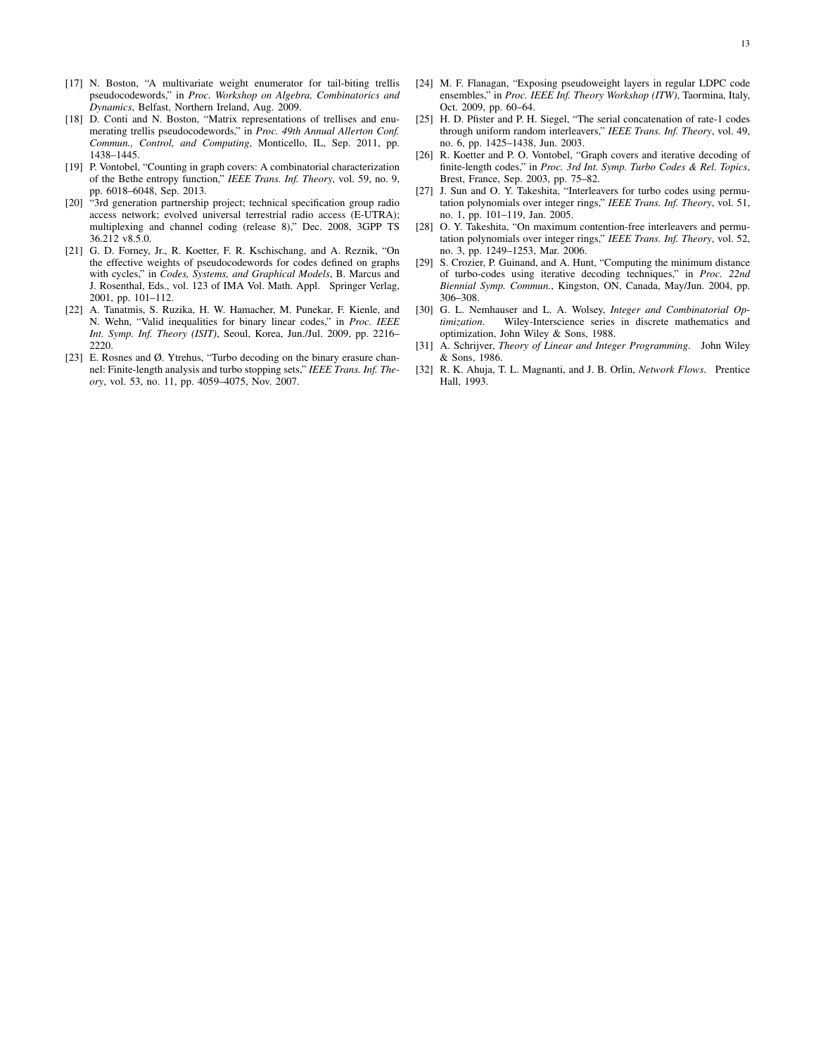[17] N. Boston, "A multivariate weight enumerator for tail-biting trellis pseudocodewords," in *Proc. Workshop on Algebra, Combinatorics and Dynamics*, Belfast, Northern Ireland, Aug. 2009.

[18] D. Conti and N. Boston, "Matrix representations of trellises and enumerating trellis pseudocodewords," in *Proc. 49th Annual Allerton Conf. Commun., Control, and Computing*, Monticello, IL, Sep. 2011, pp. 1438–1445.

[19] P. Vontobel, "Counting in graph covers: A combinatorial characterization of the Bethe entropy function," *IEEE Trans. Inf. Theory*, vol. 59, no. 9, pp. 6018–6048, Sep. 2013.

[20] "3rd generation partnership project; technical specification group radio access network; evolved universal terrestrial radio access (E-UTRA); multiplexing and channel coding (release 8)," Dec. 2008, 3GPP TS 36.212 v8.5.0.

[21] G. D. Forney, Jr., R. Koetter, F. R. Kschischang, and A. Reznik, "On the effective weights of pseudocodewords for codes defined on graphs with cycles," in *Codes, Systems, and Graphical Models*, B. Marcus and J. Rosenthal, Eds., vol. 123 of IMA Vol. Math. Appl. Springer Verlag, 2001, pp. 101–112.

[22] A. Tanatmis, S. Ruzika, H. W. Hamacher, M. Punekar, F. Kienle, and N. Wehn, "Valid inequalities for binary linear codes," in *Proc. IEEE Int. Symp. Inf. Theory (ISIT)*, Seoul, Korea, Jun./Jul. 2009, pp. 2216–2220.

[23] E. Rosnes and Ø. Ytrehus, "Turbo decoding on the binary erasure channel: Finite-length analysis and turbo stopping sets," *IEEE Trans. Inf. Theory*, vol. 53, no. 11, pp. 4059–4075, Nov. 2007.

[24] M. F. Flanagan, "Exposing pseudoweight layers in regular LDPC code ensembles," in *Proc. IEEE Inf. Theory Workshop (ITW)*, Taormina, Italy, Oct. 2009, pp. 60–64.

[25] H. D. Pfister and P. H. Siegel, "The serial concatenation of rate-1 codes through uniform random interleavers," *IEEE Trans. Inf. Theory*, vol. 49, no. 6, pp. 1425–1438, Jun. 2003.

[26] R. Koetter and P. O. Vontobel, "Graph covers and iterative decoding of finite-length codes," in *Proc. 3rd Int. Symp. Turbo Codes & Rel. Topics*, Brest, France, Sep. 2003, pp. 75–82.

[27] J. Sun and O. Y. Takeshita, "Interleavers for turbo codes using permutation polynomials over integer rings," *IEEE Trans. Inf. Theory*, vol. 51, no. 1, pp. 101–119, Jan. 2005.

[28] O. Y. Takeshita, "On maximum contention-free interleavers and permutation polynomials over integer rings," *IEEE Trans. Inf. Theory*, vol. 52, no. 3, pp. 1249–1253, Mar. 2006.

[29] S. Crozier, P. Guinand, and A. Hunt, "Computing the minimum distance of turbo-codes using iterative decoding techniques," in *Proc. 22nd Biennial Symp. Commun.*, Kingston, ON, Canada, May/Jun. 2004, pp. 306–308.

[30] G. L. Nemhauser and L. A. Wolsey, *Integer and Combinatorial Optimization*. Wiley-Interscience series in discrete mathematics and optimization, John Wiley & Sons, 1988.

[31] A. Schrijver, *Theory of Linear and Integer Programming*. John Wiley & Sons, 1986.

[32] R. K. Ahuja, T. L. Magnanti, and J. B. Orlin, *Network Flows*. Prentice Hall, 1993.